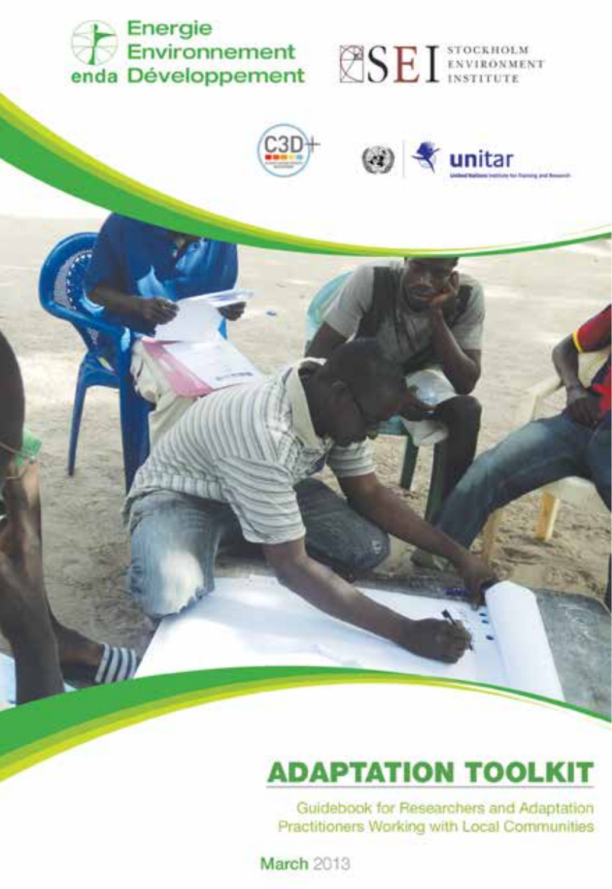Energie Environnement enda Développement

SEI STOCKHOLM ENVIRONMENT INSTITUTE

C3D+

unitar

United Nations Institute for Training and Research

# ADAPTATION TOOLKIT

Guidebook for Researchers and Adaptation Practitioners Working with Local Communities

**March** 2013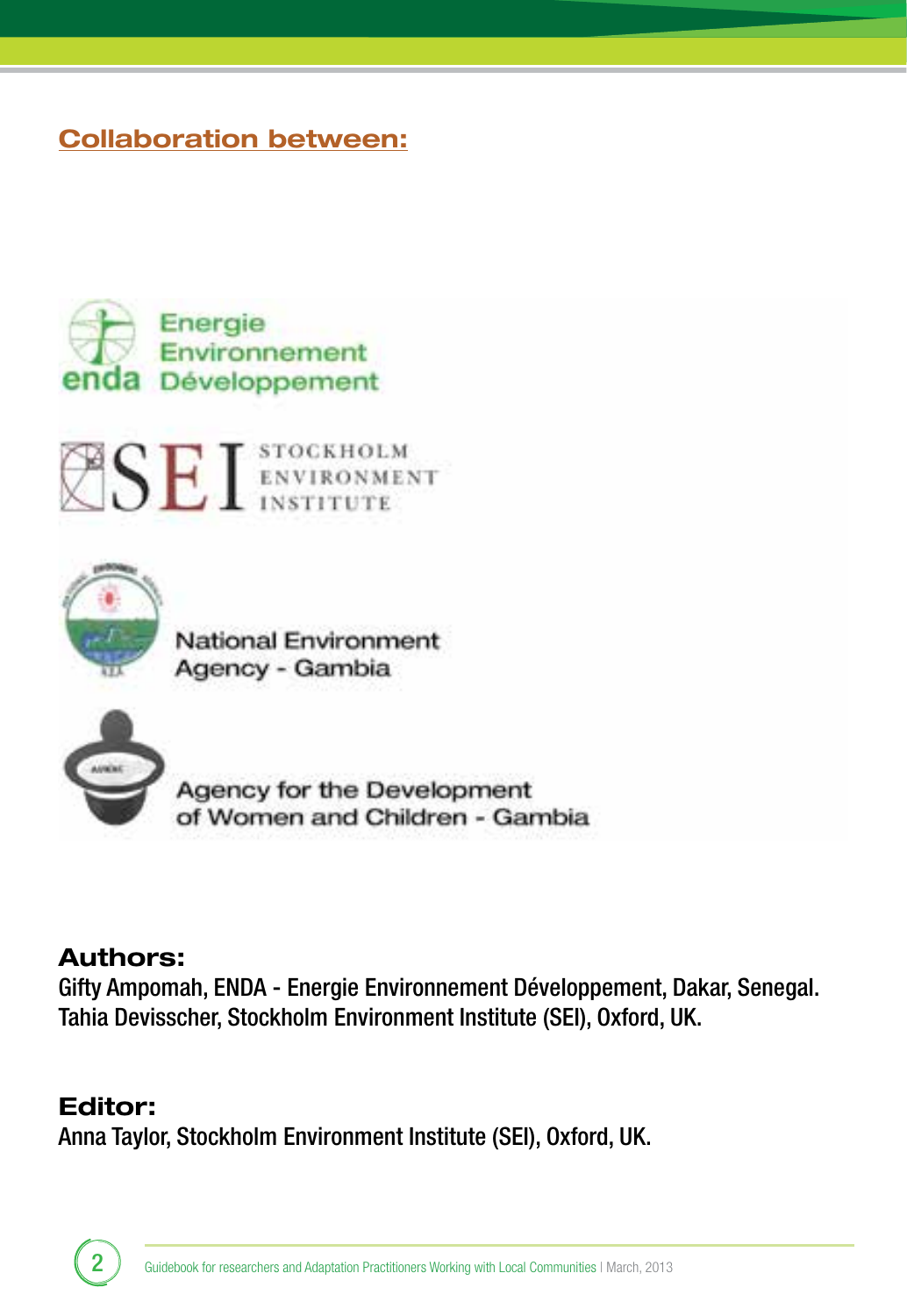## Collaboration between:

Energie Environnement Développement

SEI Stockholm Environment Institute

National Environment Agency - Gambia

Agency for the Development of Women and Children - Gambia

## Authors:

Gifty Ampomah, ENDA - Energie Environnement Développement, Dakar, Senegal.
Tahia Devisscher, Stockholm Environment Institute (SEI), Oxford, UK.

## Editor:

Anna Taylor, Stockholm Environment Institute (SEI), Oxford, UK.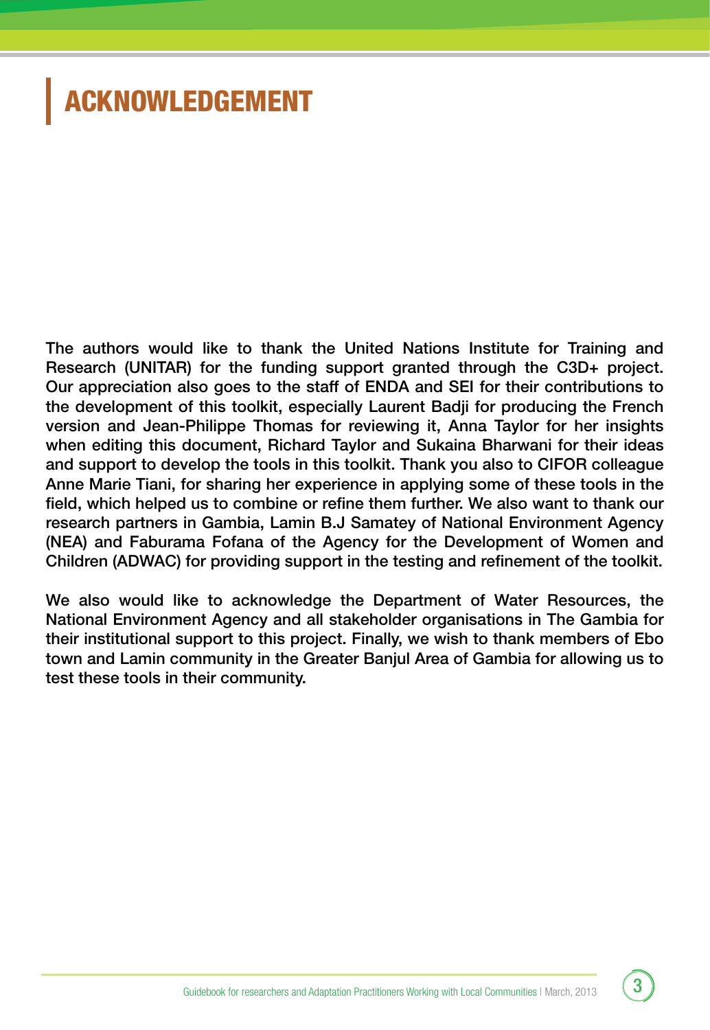# ACKNOWLEDGEMENT

The authors would like to thank the United Nations Institute for Training and Research (UNITAR) for the funding support granted through the C3D+ project. Our appreciation also goes to the staff of ENDA and SEI for their contributions to the development of this toolkit, especially Laurent Badji for producing the French version and Jean-Philippe Thomas for reviewing it, Anna Taylor for her insights when editing this document, Richard Taylor and Sukaina Bharwani for their ideas and support to develop the tools in this toolkit. Thank you also to CIFOR colleague Anne Marie Tiani, for sharing her experience in applying some of these tools in the field, which helped us to combine or refine them further. We also want to thank our research partners in Gambia, Lamin B.J Samatey of National Environment Agency (NEA) and Faburama Fofana of the Agency for the Development of Women and Children (ADWAC) for providing support in the testing and refinement of the toolkit.

We also would like to acknowledge the Department of Water Resources, the National Environment Agency and all stakeholder organisations in The Gambia for their institutional support to this project. Finally, we wish to thank members of Ebo town and Lamin community in the Greater Banjul Area of Gambia for allowing us to test these tools in their community.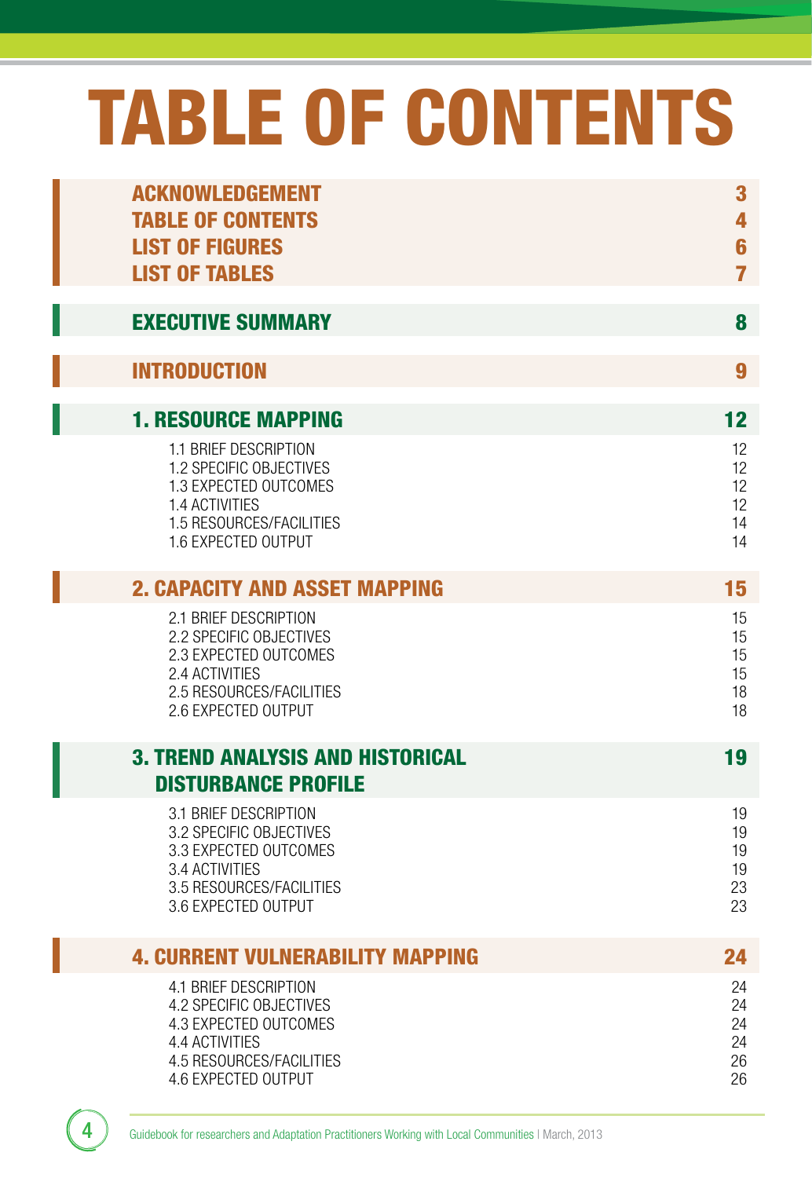# TABLE OF CONTENTS

| | |
|---|---|
| **ACKNOWLEDGEMENT** | **3** |
| **TABLE OF CONTENTS** | **4** |
| **LIST OF FIGURES** | **6** |
| **LIST OF TABLES** | **7** |
| **EXECUTIVE SUMMARY** | **8** |
| **INTRODUCTION** | **9** |
| **1. RESOURCE MAPPING** | **12** |
| 1.1 BRIEF DESCRIPTION | 12 |
| 1.2 SPECIFIC OBJECTIVES | 12 |
| 1.3 EXPECTED OUTCOMES | 12 |
| 1.4 ACTIVITIES | 12 |
| 1.5 RESOURCES/FACILITIES | 14 |
| 1.6 EXPECTED OUTPUT | 14 |
| **2. CAPACITY AND ASSET MAPPING** | **15** |
| 2.1 BRIEF DESCRIPTION | 15 |
| 2.2 SPECIFIC OBJECTIVES | 15 |
| 2.3 EXPECTED OUTCOMES | 15 |
| 2.4 ACTIVITIES | 15 |
| 2.5 RESOURCES/FACILITIES | 18 |
| 2.6 EXPECTED OUTPUT | 18 |
| **3. TREND ANALYSIS AND HISTORICAL DISTURBANCE PROFILE** | **19** |
| 3.1 BRIEF DESCRIPTION | 19 |
| 3.2 SPECIFIC OBJECTIVES | 19 |
| 3.3 EXPECTED OUTCOMES | 19 |
| 3.4 ACTIVITIES | 19 |
| 3.5 RESOURCES/FACILITIES | 23 |
| 3.6 EXPECTED OUTPUT | 23 |
| **4. CURRENT VULNERABILITY MAPPING** | **24** |
| 4.1 BRIEF DESCRIPTION | 24 |
| 4.2 SPECIFIC OBJECTIVES | 24 |
| 4.3 EXPECTED OUTCOMES | 24 |
| 4.4 ACTIVITIES | 24 |
| 4.5 RESOURCES/FACILITIES | 26 |
| 4.6 EXPECTED OUTPUT | 26 |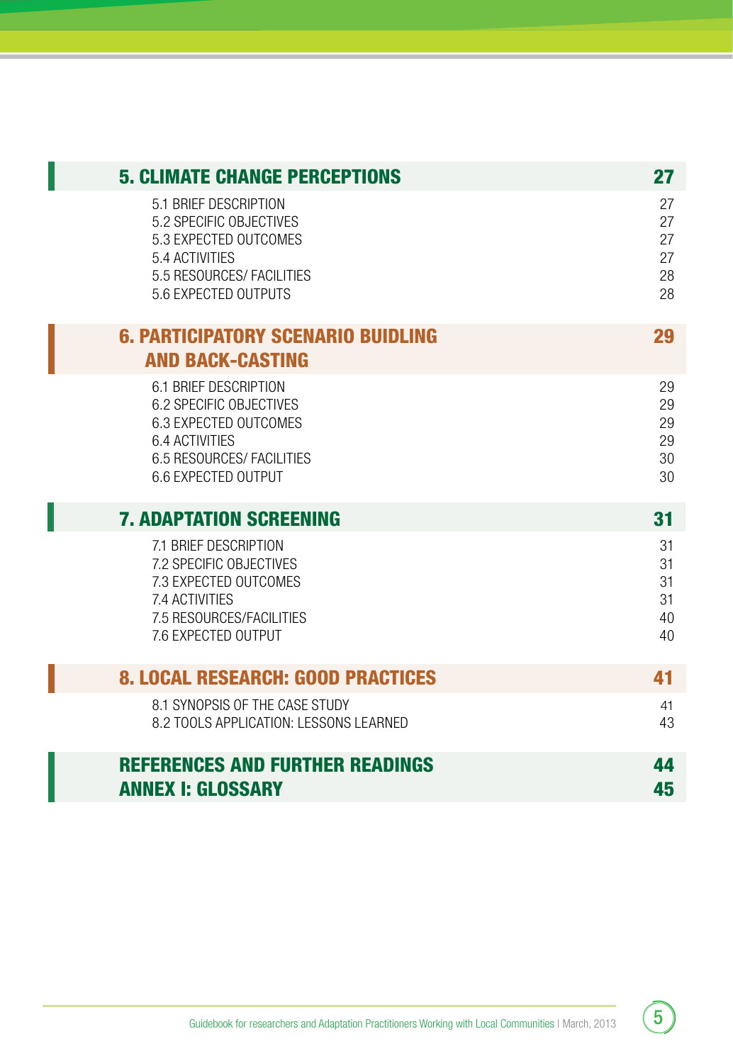| | |
|---|---|
| **5. CLIMATE CHANGE PERCEPTIONS** | **27** |
| 5.1 BRIEF DESCRIPTION | 27 |
| 5.2 SPECIFIC OBJECTIVES | 27 |
| 5.3 EXPECTED OUTCOMES | 27 |
| 5.4 ACTIVITIES | 27 |
| 5.5 RESOURCES/ FACILITIES | 28 |
| 5.6 EXPECTED OUTPUTS | 28 |
| **6. PARTICIPATORY SCENARIO BUIDLING AND BACK-CASTING** | **29** |
| 6.1 BRIEF DESCRIPTION | 29 |
| 6.2 SPECIFIC OBJECTIVES | 29 |
| 6.3 EXPECTED OUTCOMES | 29 |
| 6.4 ACTIVITIES | 29 |
| 6.5 RESOURCES/ FACILITIES | 30 |
| 6.6 EXPECTED OUTPUT | 30 |
| **7. ADAPTATION SCREENING** | **31** |
| 7.1 BRIEF DESCRIPTION | 31 |
| 7.2 SPECIFIC OBJECTIVES | 31 |
| 7.3 EXPECTED OUTCOMES | 31 |
| 7.4 ACTIVITIES | 31 |
| 7.5 RESOURCES/FACILITIES | 40 |
| 7.6 EXPECTED OUTPUT | 40 |
| **8. LOCAL RESEARCH: GOOD PRACTICES** | **41** |
| 8.1 SYNOPSIS OF THE CASE STUDY | 41 |
| 8.2 TOOLS APPLICATION: LESSONS LEARNED | 43 |
| **REFERENCES AND FURTHER READINGS** | **44** |
| **ANNEX I: GLOSSARY** | **45** |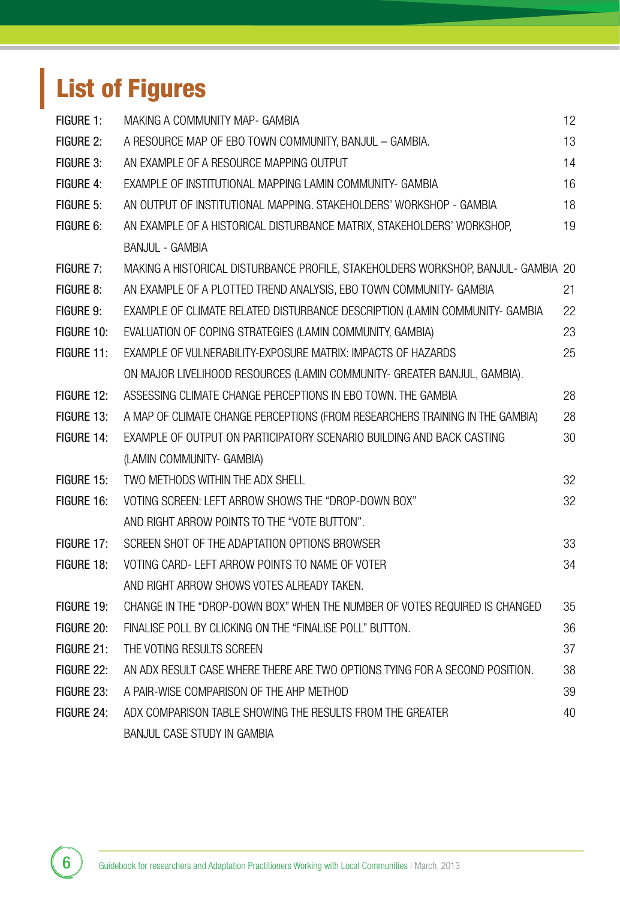# List of Figures

| | | |
|---|---|---|
| FIGURE 1: | MAKING A COMMUNITY MAP- GAMBIA | 12 |
| FIGURE 2: | A RESOURCE MAP OF EBO TOWN COMMUNITY, BANJUL – GAMBIA. | 13 |
| FIGURE 3: | AN EXAMPLE OF A RESOURCE MAPPING OUTPUT | 14 |
| FIGURE 4: | EXAMPLE OF INSTITUTIONAL MAPPING LAMIN COMMUNITY- GAMBIA | 16 |
| FIGURE 5: | AN OUTPUT OF INSTITUTIONAL MAPPING. STAKEHOLDERS' WORKSHOP - GAMBIA | 18 |
| FIGURE 6: | AN EXAMPLE OF A HISTORICAL DISTURBANCE MATRIX, STAKEHOLDERS' WORKSHOP, BANJUL - GAMBIA | 19 |
| FIGURE 7: | MAKING A HISTORICAL DISTURBANCE PROFILE, STAKEHOLDERS WORKSHOP, BANJUL- GAMBIA | 20 |
| FIGURE 8: | AN EXAMPLE OF A PLOTTED TREND ANALYSIS, EBO TOWN COMMUNITY- GAMBIA | 21 |
| FIGURE 9: | EXAMPLE OF CLIMATE RELATED DISTURBANCE DESCRIPTION (LAMIN COMMUNITY- GAMBIA | 22 |
| FIGURE 10: | EVALUATION OF COPING STRATEGIES (LAMIN COMMUNITY, GAMBIA) | 23 |
| FIGURE 11: | EXAMPLE OF VULNERABILITY-EXPOSURE MATRIX: IMPACTS OF HAZARDS ON MAJOR LIVELIHOOD RESOURCES (LAMIN COMMUNITY- GREATER BANJUL, GAMBIA). | 25 |
| FIGURE 12: | ASSESSING CLIMATE CHANGE PERCEPTIONS IN EBO TOWN. THE GAMBIA | 28 |
| FIGURE 13: | A MAP OF CLIMATE CHANGE PERCEPTIONS (FROM RESEARCHERS TRAINING IN THE GAMBIA) | 28 |
| FIGURE 14: | EXAMPLE OF OUTPUT ON PARTICIPATORY SCENARIO BUILDING AND BACK CASTING (LAMIN COMMUNITY- GAMBIA) | 30 |
| FIGURE 15: | TWO METHODS WITHIN THE ADX SHELL | 32 |
| FIGURE 16: | VOTING SCREEN: LEFT ARROW SHOWS THE "DROP-DOWN BOX" AND RIGHT ARROW POINTS TO THE "VOTE BUTTON". | 32 |
| FIGURE 17: | SCREEN SHOT OF THE ADAPTATION OPTIONS BROWSER | 33 |
| FIGURE 18: | VOTING CARD- LEFT ARROW POINTS TO NAME OF VOTER AND RIGHT ARROW SHOWS VOTES ALREADY TAKEN. | 34 |
| FIGURE 19: | CHANGE IN THE "DROP-DOWN BOX" WHEN THE NUMBER OF VOTES REQUIRED IS CHANGED | 35 |
| FIGURE 20: | FINALISE POLL BY CLICKING ON THE "FINALISE POLL" BUTTON. | 36 |
| FIGURE 21: | THE VOTING RESULTS SCREEN | 37 |
| FIGURE 22: | AN ADX RESULT CASE WHERE THERE ARE TWO OPTIONS TYING FOR A SECOND POSITION. | 38 |
| FIGURE 23: | A PAIR-WISE COMPARISON OF THE AHP METHOD | 39 |
| FIGURE 24: | ADX COMPARISON TABLE SHOWING THE RESULTS FROM THE GREATER BANJUL CASE STUDY IN GAMBIA | 40 |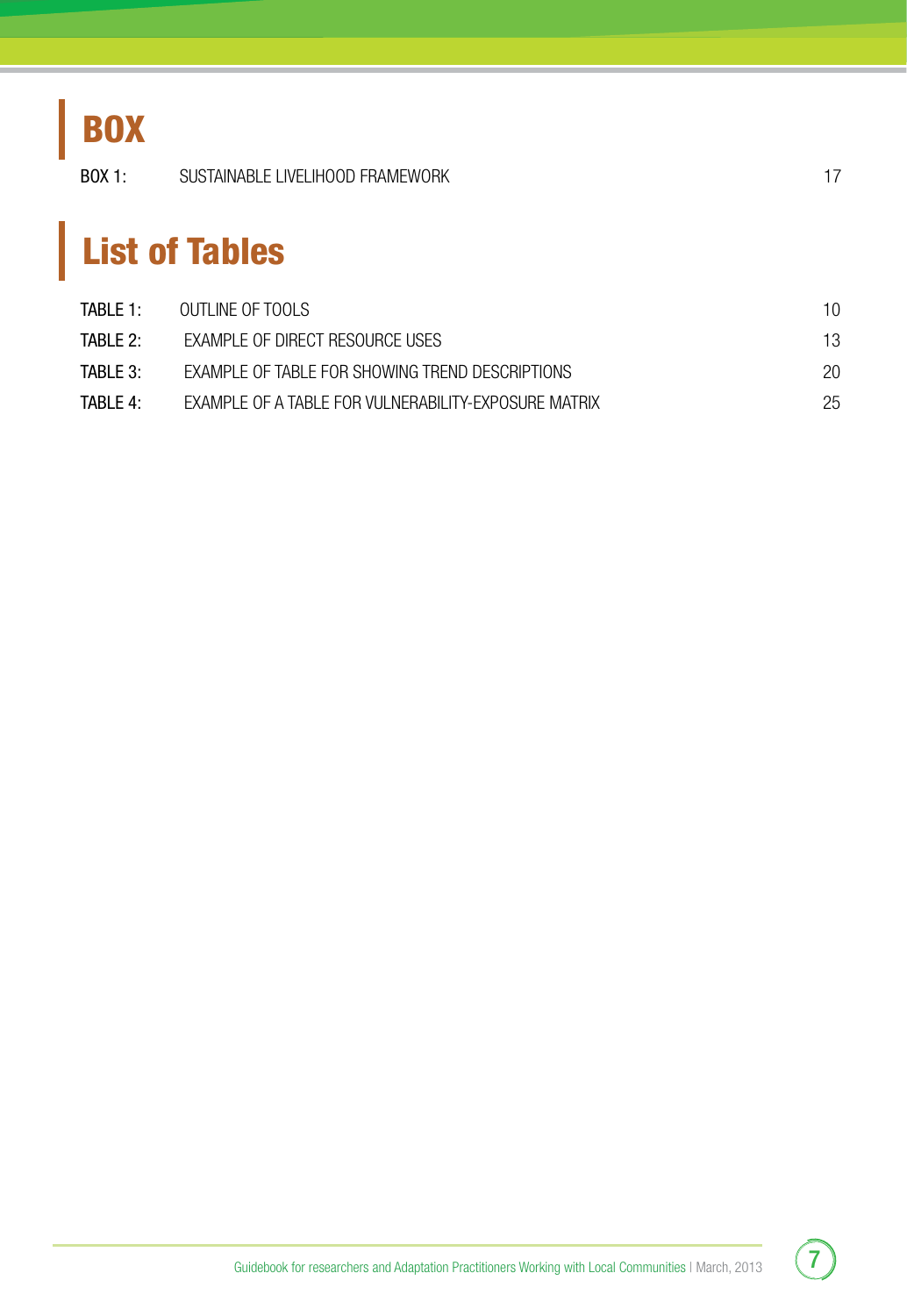# BOX

| | | |
|---|---|---|
| BOX 1: | SUSTAINABLE LIVELIHOOD FRAMEWORK | 17 |

# List of Tables

| | | |
|---|---|---|
| TABLE 1: | OUTLINE OF TOOLS | 10 |
| TABLE 2: | EXAMPLE OF DIRECT RESOURCE USES | 13 |
| TABLE 3: | EXAMPLE OF TABLE FOR SHOWING TREND DESCRIPTIONS | 20 |
| TABLE 4: | EXAMPLE OF A TABLE FOR VULNERABILITY-EXPOSURE MATRIX | 25 |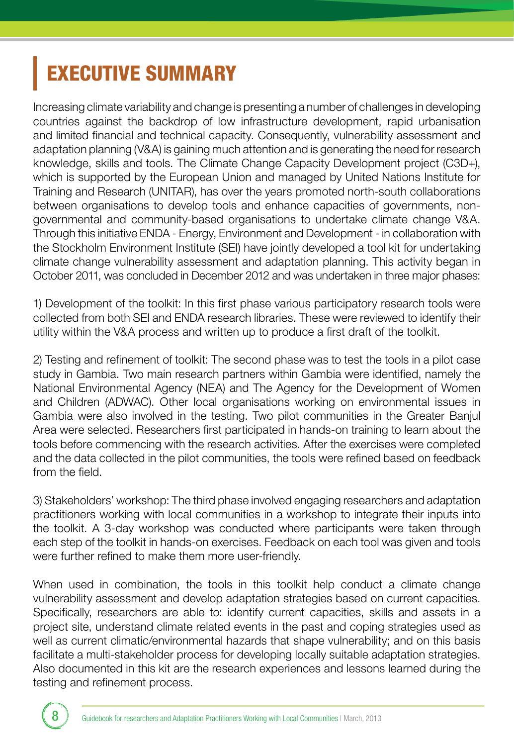# EXECUTIVE SUMMARY

Increasing climate variability and change is presenting a number of challenges in developing countries against the backdrop of low infrastructure development, rapid urbanisation and limited financial and technical capacity. Consequently, vulnerability assessment and adaptation planning (V&A) is gaining much attention and is generating the need for research knowledge, skills and tools. The Climate Change Capacity Development project (C3D+), which is supported by the European Union and managed by United Nations Institute for Training and Research (UNITAR), has over the years promoted north-south collaborations between organisations to develop tools and enhance capacities of governments, non-governmental and community-based organisations to undertake climate change V&A. Through this initiative ENDA - Energy, Environment and Development - in collaboration with the Stockholm Environment Institute (SEI) have jointly developed a tool kit for undertaking climate change vulnerability assessment and adaptation planning. This activity began in October 2011, was concluded in December 2012 and was undertaken in three major phases:

1) Development of the toolkit: In this first phase various participatory research tools were collected from both SEI and ENDA research libraries. These were reviewed to identify their utility within the V&A process and written up to produce a first draft of the toolkit.

2) Testing and refinement of toolkit: The second phase was to test the tools in a pilot case study in Gambia. Two main research partners within Gambia were identified, namely the National Environmental Agency (NEA) and The Agency for the Development of Women and Children (ADWAC). Other local organisations working on environmental issues in Gambia were also involved in the testing. Two pilot communities in the Greater Banjul Area were selected. Researchers first participated in hands-on training to learn about the tools before commencing with the research activities. After the exercises were completed and the data collected in the pilot communities, the tools were refined based on feedback from the field.

3) Stakeholders' workshop: The third phase involved engaging researchers and adaptation practitioners working with local communities in a workshop to integrate their inputs into the toolkit. A 3-day workshop was conducted where participants were taken through each step of the toolkit in hands-on exercises. Feedback on each tool was given and tools were further refined to make them more user-friendly.

When used in combination, the tools in this toolkit help conduct a climate change vulnerability assessment and develop adaptation strategies based on current capacities. Specifically, researchers are able to: identify current capacities, skills and assets in a project site, understand climate related events in the past and coping strategies used as well as current climatic/environmental hazards that shape vulnerability; and on this basis facilitate a multi-stakeholder process for developing locally suitable adaptation strategies. Also documented in this kit are the research experiences and lessons learned during the testing and refinement process.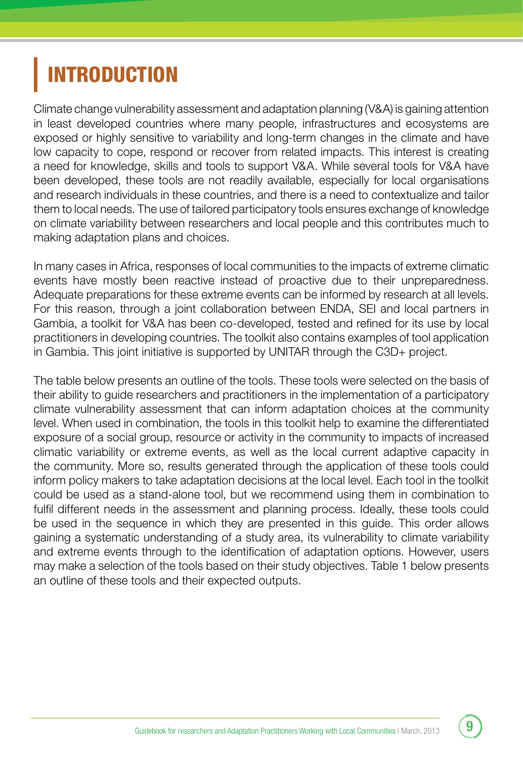# INTRODUCTION

Climate change vulnerability assessment and adaptation planning (V&A) is gaining attention in least developed countries where many people, infrastructures and ecosystems are exposed or highly sensitive to variability and long-term changes in the climate and have low capacity to cope, respond or recover from related impacts. This interest is creating a need for knowledge, skills and tools to support V&A. While several tools for V&A have been developed, these tools are not readily available, especially for local organisations and research individuals in these countries, and there is a need to contextualize and tailor them to local needs. The use of tailored participatory tools ensures exchange of knowledge on climate variability between researchers and local people and this contributes much to making adaptation plans and choices.

In many cases in Africa, responses of local communities to the impacts of extreme climatic events have mostly been reactive instead of proactive due to their unpreparedness. Adequate preparations for these extreme events can be informed by research at all levels. For this reason, through a joint collaboration between ENDA, SEI and local partners in Gambia, a toolkit for V&A has been co-developed, tested and refined for its use by local practitioners in developing countries. The toolkit also contains examples of tool application in Gambia. This joint initiative is supported by UNITAR through the C3D+ project.

The table below presents an outline of the tools. These tools were selected on the basis of their ability to guide researchers and practitioners in the implementation of a participatory climate vulnerability assessment that can inform adaptation choices at the community level. When used in combination, the tools in this toolkit help to examine the differentiated exposure of a social group, resource or activity in the community to impacts of increased climatic variability or extreme events, as well as the local current adaptive capacity in the community. More so, results generated through the application of these tools could inform policy makers to take adaptation decisions at the local level. Each tool in the toolkit could be used as a stand-alone tool, but we recommend using them in combination to fulfil different needs in the assessment and planning process. Ideally, these tools could be used in the sequence in which they are presented in this guide. This order allows gaining a systematic understanding of a study area, its vulnerability to climate variability and extreme events through to the identification of adaptation options. However, users may make a selection of the tools based on their study objectives. Table 1 below presents an outline of these tools and their expected outputs.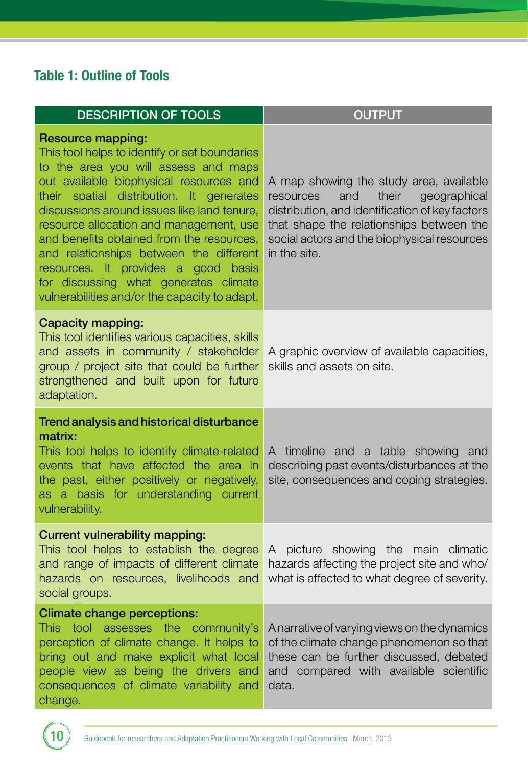### Table 1: Outline of Tools

| DESCRIPTION OF TOOLS | OUTPUT |
| --- | --- |
| **Resource mapping:** This tool helps to identify or set boundaries to the area you will assess and maps out available biophysical resources and their spatial distribution. It generates discussions around issues like land tenure, resource allocation and management, use and benefits obtained from the resources, and relationships between the different resources. It provides a good basis for discussing what generates climate vulnerabilities and/or the capacity to adapt. | A map showing the study area, available resources and their geographical distribution, and identification of key factors that shape the relationships between the social actors and the biophysical resources in the site. |
| **Capacity mapping:** This tool identifies various capacities, skills and assets in community / stakeholder group / project site that could be further strengthened and built upon for future adaptation. | A graphic overview of available capacities, skills and assets on site. |
| **Trend analysis and historical disturbance matrix:** This tool helps to identify climate-related events that have affected the area in the past, either positively or negatively, as a basis for understanding current vulnerability. | A timeline and a table showing and describing past events/disturbances at the site, consequences and coping strategies. |
| **Current vulnerability mapping:** This tool helps to establish the degree and range of impacts of different climate hazards on resources, livelihoods and social groups. | A picture showing the main climatic hazards affecting the project site and who/ what is affected to what degree of severity. |
| **Climate change perceptions:** This tool assesses the community's perception of climate change. It helps to bring out and make explicit what local people view as being the drivers and consequences of climate variability and change. | A narrative of varying views on the dynamics of the climate change phenomenon so that these can be further discussed, debated and compared with available scientific data. |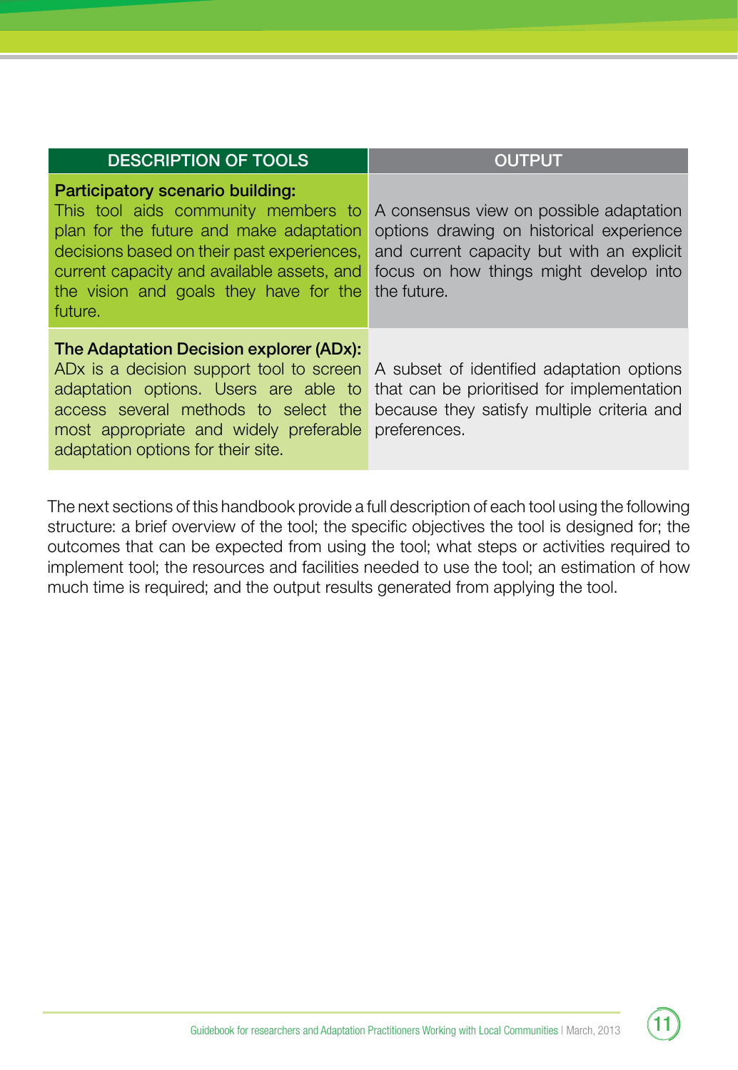| DESCRIPTION OF TOOLS | OUTPUT |
| --- | --- |
| **Participatory scenario building:** This tool aids community members to plan for the future and make adaptation decisions based on their past experiences, current capacity and available assets, and the vision and goals they have for the future. | A consensus view on possible adaptation options drawing on historical experience and current capacity but with an explicit focus on how things might develop into the future. |
| **The Adaptation Decision explorer (ADx):** ADx is a decision support tool to screen adaptation options. Users are able to access several methods to select the most appropriate and widely preferable adaptation options for their site. | A subset of identified adaptation options that can be prioritised for implementation because they satisfy multiple criteria and preferences. |

The next sections of this handbook provide a full description of each tool using the following structure: a brief overview of the tool; the specific objectives the tool is designed for; the outcomes that can be expected from using the tool; what steps or activities required to implement tool; the resources and facilities needed to use the tool; an estimation of how much time is required; and the output results generated from applying the tool.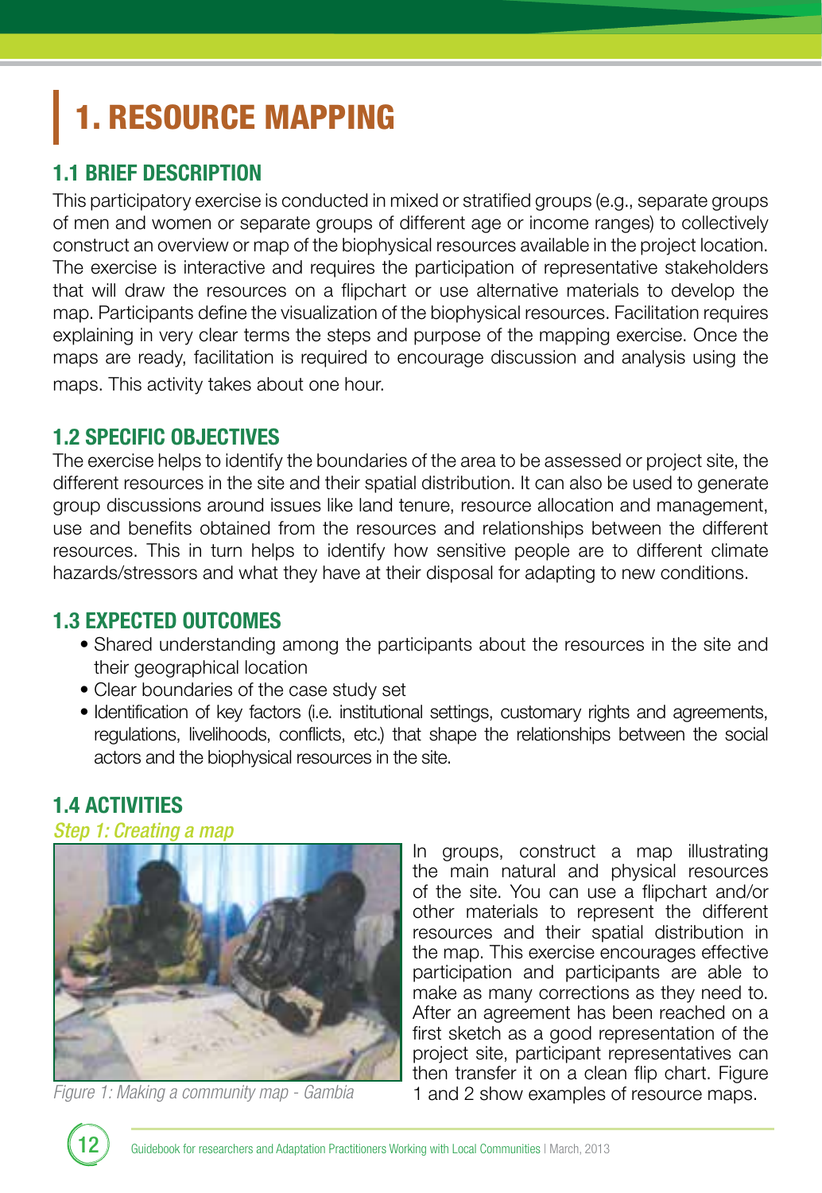# 1. RESOURCE MAPPING

## 1.1 BRIEF DESCRIPTION

This participatory exercise is conducted in mixed or stratified groups (e.g., separate groups of men and women or separate groups of different age or income ranges) to collectively construct an overview or map of the biophysical resources available in the project location. The exercise is interactive and requires the participation of representative stakeholders that will draw the resources on a flipchart or use alternative materials to develop the map. Participants define the visualization of the biophysical resources. Facilitation requires explaining in very clear terms the steps and purpose of the mapping exercise. Once the maps are ready, facilitation is required to encourage discussion and analysis using the maps. This activity takes about one hour.

## 1.2 SPECIFIC OBJECTIVES

The exercise helps to identify the boundaries of the area to be assessed or project site, the different resources in the site and their spatial distribution. It can also be used to generate group discussions around issues like land tenure, resource allocation and management, use and benefits obtained from the resources and relationships between the different resources. This in turn helps to identify how sensitive people are to different climate hazards/stressors and what they have at their disposal for adapting to new conditions.

## 1.3 EXPECTED OUTCOMES

- Shared understanding among the participants about the resources in the site and their geographical location
- Clear boundaries of the case study set
- Identification of key factors (i.e. institutional settings, customary rights and agreements, regulations, livelihoods, conflicts, etc.) that shape the relationships between the social actors and the biophysical resources in the site.

## 1.4 ACTIVITIES

*Step 1: Creating a map*

*Figure 1: Making a community map - Gambia*

In groups, construct a map illustrating the main natural and physical resources of the site. You can use a flipchart and/or other materials to represent the different resources and their spatial distribution in the map. This exercise encourages effective participation and participants are able to make as many corrections as they need to. After an agreement has been reached on a first sketch as a good representation of the project site, participant representatives can then transfer it on a clean flip chart. Figure 1 and 2 show examples of resource maps.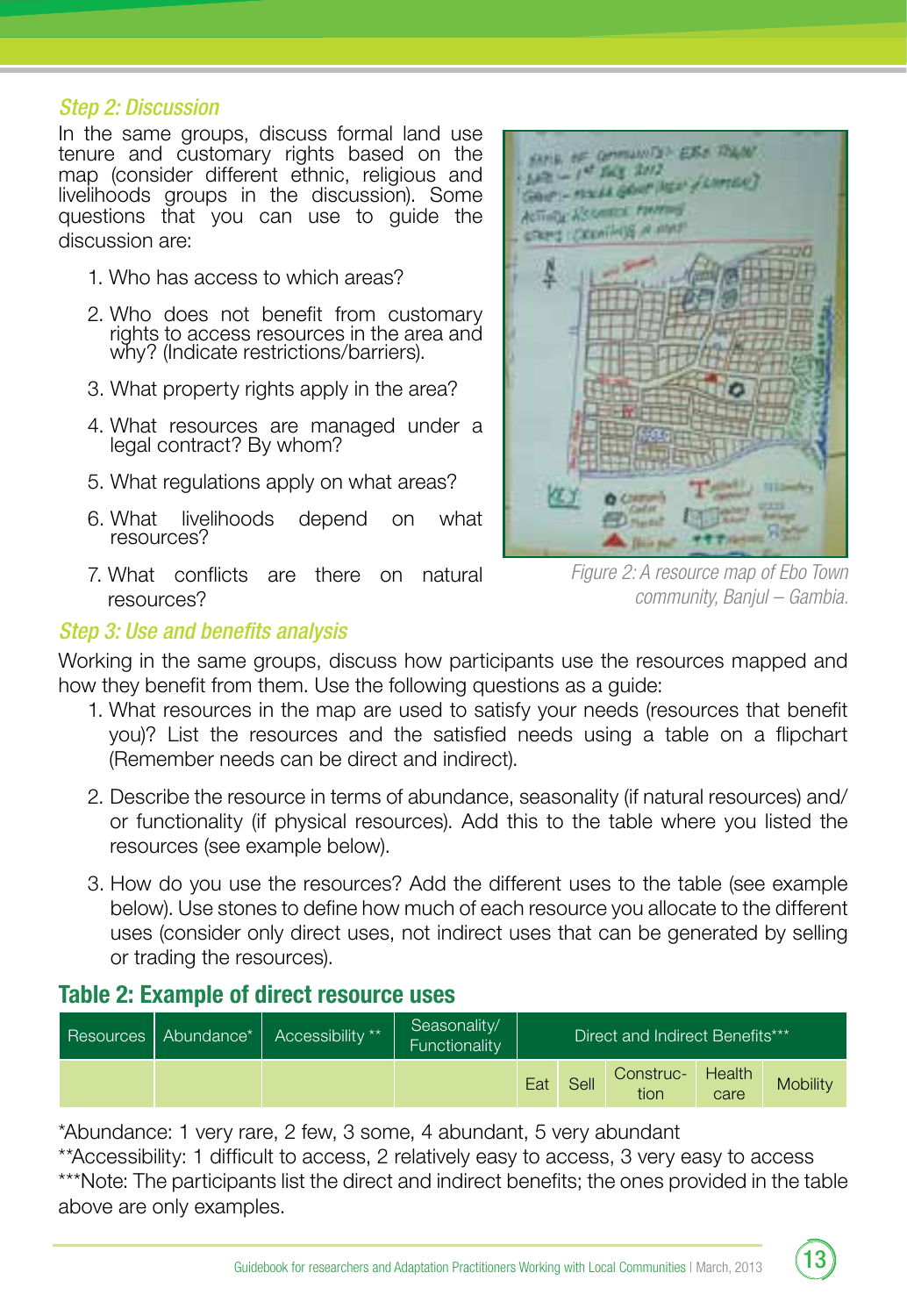*Step 2: Discussion*

In the same groups, discuss formal land use tenure and customary rights based on the map (consider different ethnic, religious and livelihoods groups in the discussion). Some questions that you can use to guide the discussion are:

1. Who has access to which areas?
2. Who does not benefit from customary rights to access resources in the area and why? (Indicate restrictions/barriers).
3. What property rights apply in the area?
4. What resources are managed under a legal contract? By whom?
5. What regulations apply on what areas?
6. What livelihoods depend on what resources?
7. What conflicts are there on natural resources?

*Figure 2: A resource map of Ebo Town community, Banjul – Gambia.*

*Step 3: Use and benefits analysis*

Working in the same groups, discuss how participants use the resources mapped and how they benefit from them. Use the following questions as a guide:

1. What resources in the map are used to satisfy your needs (resources that benefit you)? List the resources and the satisfied needs using a table on a flipchart (Remember needs can be direct and indirect).
2. Describe the resource in terms of abundance, seasonality (if natural resources) and/or functionality (if physical resources). Add this to the table where you listed the resources (see example below).
3. How do you use the resources? Add the different uses to the table (see example below). Use stones to define how much of each resource you allocate to the different uses (consider only direct uses, not indirect uses that can be generated by selling or trading the resources).

## Table 2: Example of direct resource uses

| Resources | Abundance* | Accessibility ** | Seasonality/ Functionality | Direct and Indirect Benefits*** | | | | |
|---|---|---|---|---|---|---|---|---|
| | | | | Eat | Sell | Construction | Health care | Mobility |

*Abundance: 1 very rare, 2 few, 3 some, 4 abundant, 5 very abundant
**Accessibility: 1 difficult to access, 2 relatively easy to access, 3 very easy to access
***Note: The participants list the direct and indirect benefits; the ones provided in the table above are only examples.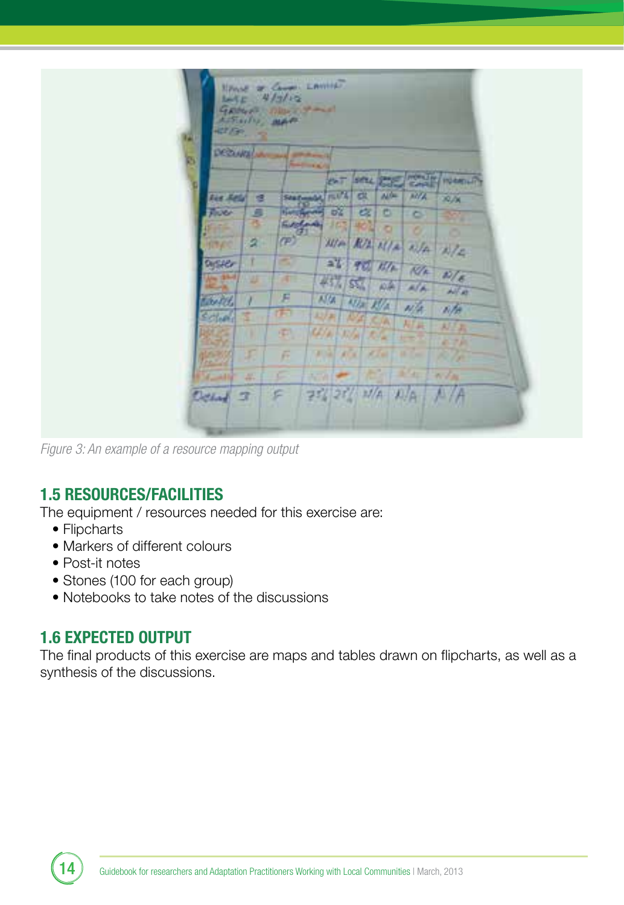*Figure 3: An example of a resource mapping output*

## 1.5 RESOURCES/FACILITIES

The equipment / resources needed for this exercise are:

- Flipcharts
- Markers of different colours
- Post-it notes
- Stones (100 for each group)
- Notebooks to take notes of the discussions

## 1.6 EXPECTED OUTPUT

The final products of this exercise are maps and tables drawn on flipcharts, as well as a synthesis of the discussions.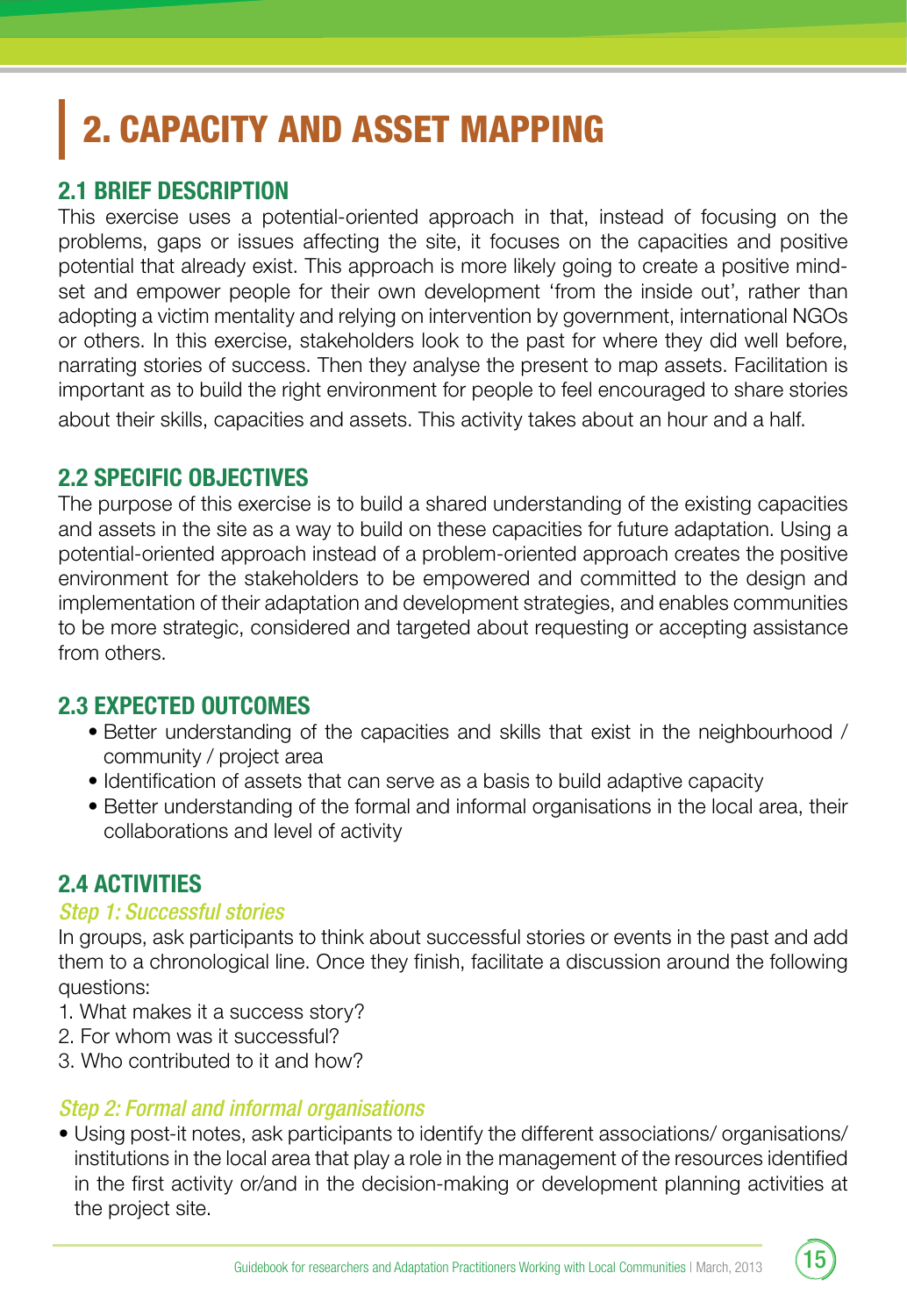# 2. CAPACITY AND ASSET MAPPING

## 2.1 BRIEF DESCRIPTION

This exercise uses a potential-oriented approach in that, instead of focusing on the problems, gaps or issues affecting the site, it focuses on the capacities and positive potential that already exist. This approach is more likely going to create a positive mind-set and empower people for their own development 'from the inside out', rather than adopting a victim mentality and relying on intervention by government, international NGOs or others. In this exercise, stakeholders look to the past for where they did well before, narrating stories of success. Then they analyse the present to map assets. Facilitation is important as to build the right environment for people to feel encouraged to share stories about their skills, capacities and assets. This activity takes about an hour and a half.

## 2.2 SPECIFIC OBJECTIVES

The purpose of this exercise is to build a shared understanding of the existing capacities and assets in the site as a way to build on these capacities for future adaptation. Using a potential-oriented approach instead of a problem-oriented approach creates the positive environment for the stakeholders to be empowered and committed to the design and implementation of their adaptation and development strategies, and enables communities to be more strategic, considered and targeted about requesting or accepting assistance from others.

## 2.3 EXPECTED OUTCOMES

- Better understanding of the capacities and skills that exist in the neighbourhood / community / project area
- Identification of assets that can serve as a basis to build adaptive capacity
- Better understanding of the formal and informal organisations in the local area, their collaborations and level of activity

## 2.4 ACTIVITIES

### *Step 1: Successful stories*

In groups, ask participants to think about successful stories or events in the past and add them to a chronological line. Once they finish, facilitate a discussion around the following questions:

1. What makes it a success story?
2. For whom was it successful?
3. Who contributed to it and how?

### *Step 2: Formal and informal organisations*

- Using post-it notes, ask participants to identify the different associations/ organisations/ institutions in the local area that play a role in the management of the resources identified in the first activity or/and in the decision-making or development planning activities at the project site.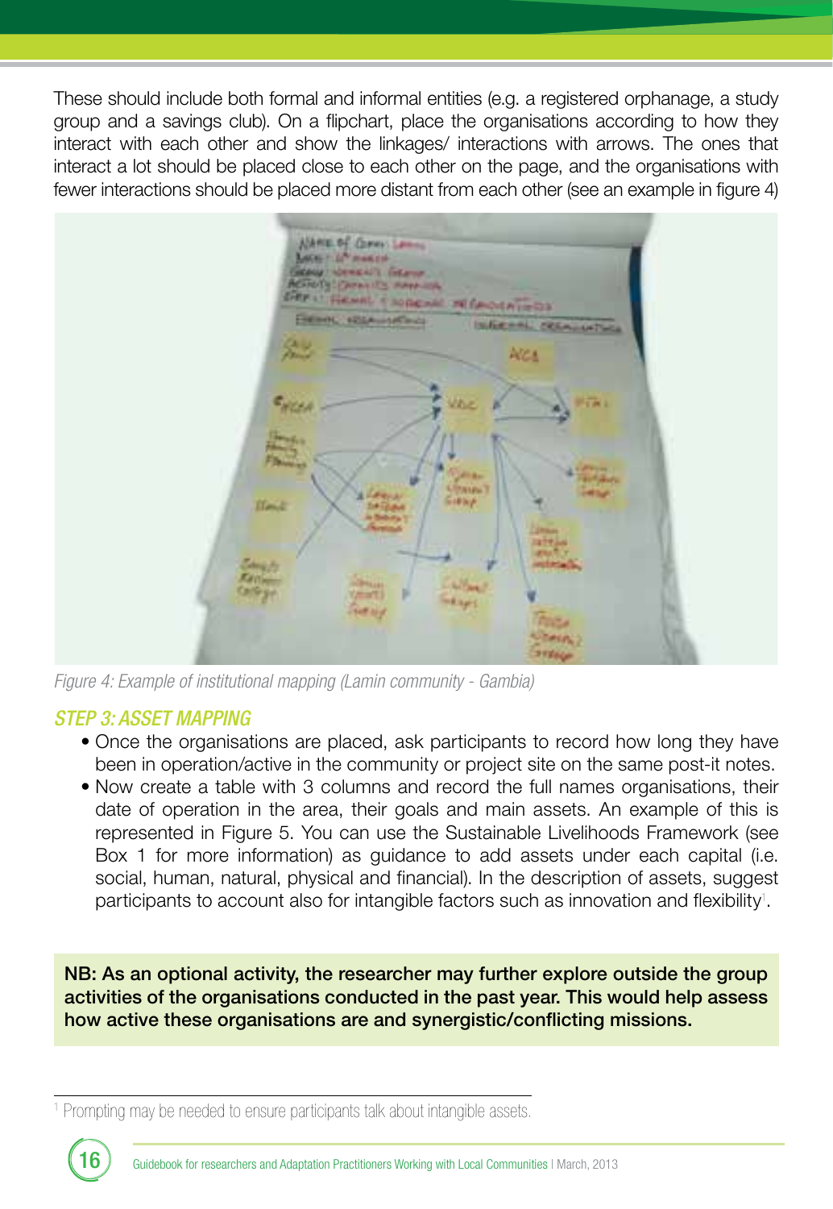These should include both formal and informal entities (e.g. a registered orphanage, a study group and a savings club). On a flipchart, place the organisations according to how they interact with each other and show the linkages/ interactions with arrows. The ones that interact a lot should be placed close to each other on the page, and the organisations with fewer interactions should be placed more distant from each other (see an example in figure 4)

*Figure 4: Example of institutional mapping (Lamin community - Gambia)*

### *STEP 3: ASSET MAPPING*

- Once the organisations are placed, ask participants to record how long they have been in operation/active in the community or project site on the same post-it notes.
- Now create a table with 3 columns and record the full names organisations, their date of operation in the area, their goals and main assets. An example of this is represented in Figure 5. You can use the Sustainable Livelihoods Framework (see Box 1 for more information) as guidance to add assets under each capital (i.e. social, human, natural, physical and financial). In the description of assets, suggest participants to account also for intangible factors such as innovation and flexibility[1].

**NB: As an optional activity, the researcher may further explore outside the group activities of the organisations conducted in the past year. This would help assess how active these organisations are and synergistic/conflicting missions.**

[1] Prompting may be needed to ensure participants talk about intangible assets.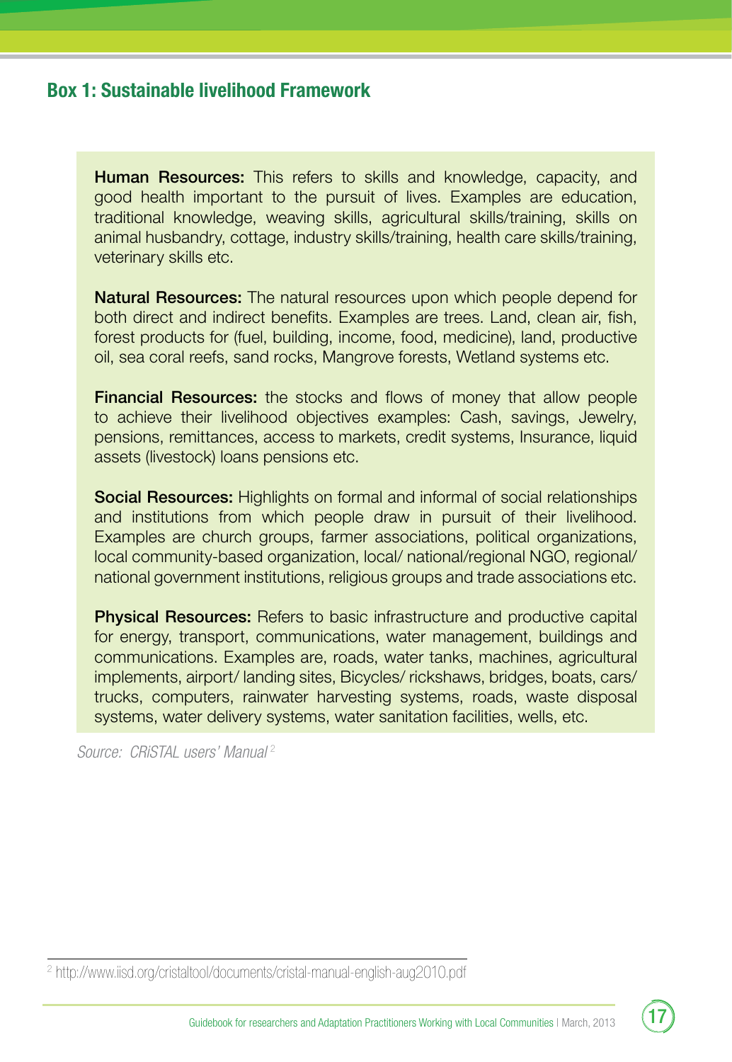## Box 1: Sustainable livelihood Framework

**Human Resources:** This refers to skills and knowledge, capacity, and good health important to the pursuit of lives. Examples are education, traditional knowledge, weaving skills, agricultural skills/training, skills on animal husbandry, cottage, industry skills/training, health care skills/training, veterinary skills etc.

**Natural Resources:** The natural resources upon which people depend for both direct and indirect benefits. Examples are trees. Land, clean air, fish, forest products for (fuel, building, income, food, medicine), land, productive oil, sea coral reefs, sand rocks, Mangrove forests, Wetland systems etc.

**Financial Resources:** the stocks and flows of money that allow people to achieve their livelihood objectives examples: Cash, savings, Jewelry, pensions, remittances, access to markets, credit systems, Insurance, liquid assets (livestock) loans pensions etc.

**Social Resources:** Highlights on formal and informal of social relationships and institutions from which people draw in pursuit of their livelihood. Examples are church groups, farmer associations, political organizations, local community-based organization, local/ national/regional NGO, regional/ national government institutions, religious groups and trade associations etc.

**Physical Resources:** Refers to basic infrastructure and productive capital for energy, transport, communications, water management, buildings and communications. Examples are, roads, water tanks, machines, agricultural implements, airport/ landing sites, Bicycles/ rickshaws, bridges, boats, cars/ trucks, computers, rainwater harvesting systems, roads, waste disposal systems, water delivery systems, water sanitation facilities, wells, etc.

*Source: CRiSTAL users' Manual* [2]

[2] http://www.iisd.org/cristaltool/documents/cristal-manual-english-aug2010.pdf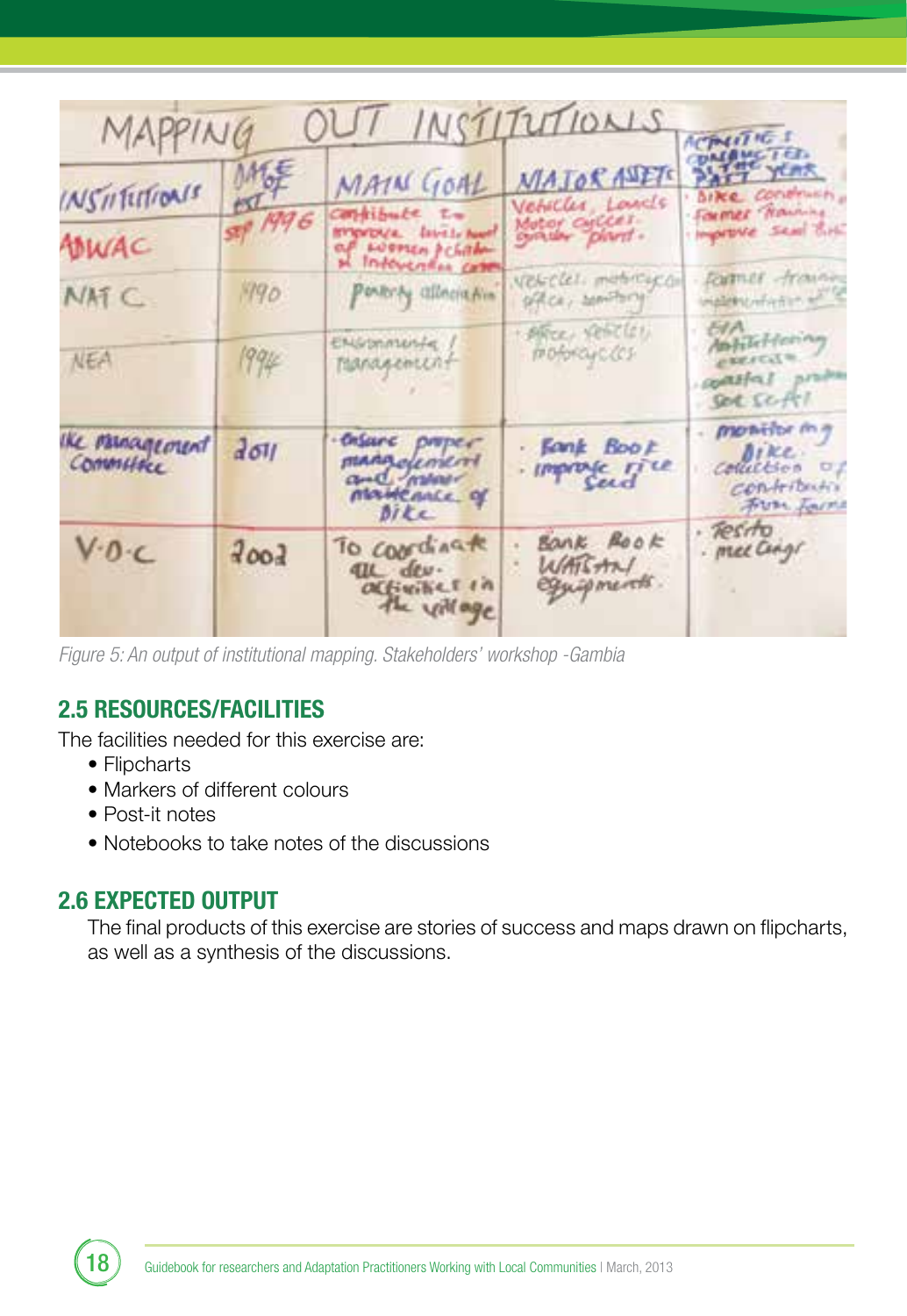*Figure 5: An output of institutional mapping. Stakeholders' workshop -Gambia*

## 2.5 RESOURCES/FACILITIES

The facilities needed for this exercise are:

- Flipcharts
- Markers of different colours
- Post-it notes
- Notebooks to take notes of the discussions

## 2.6 EXPECTED OUTPUT

The final products of this exercise are stories of success and maps drawn on flipcharts, as well as a synthesis of the discussions.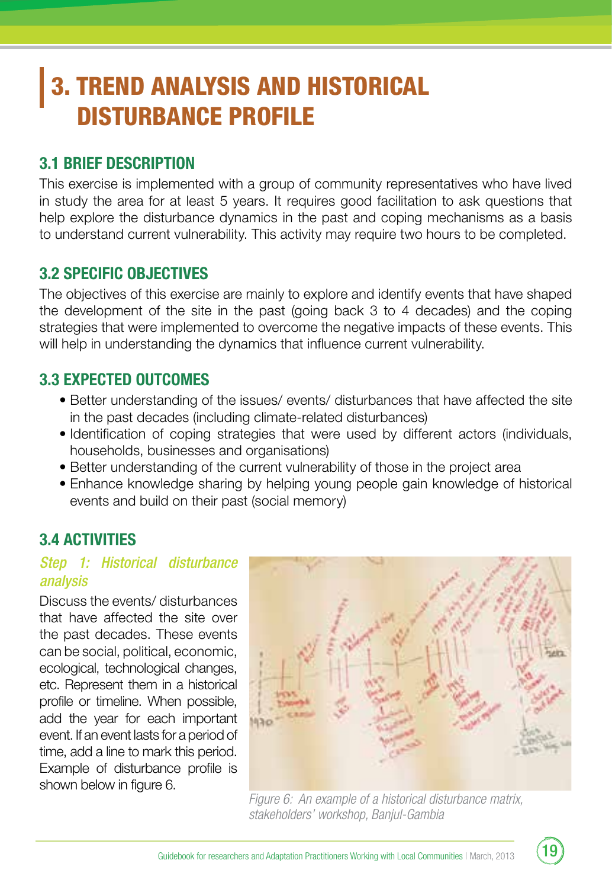# 3. TREND ANALYSIS AND HISTORICAL DISTURBANCE PROFILE

## 3.1 BRIEF DESCRIPTION

This exercise is implemented with a group of community representatives who have lived in study the area for at least 5 years. It requires good facilitation to ask questions that help explore the disturbance dynamics in the past and coping mechanisms as a basis to understand current vulnerability. This activity may require two hours to be completed.

## 3.2 SPECIFIC OBJECTIVES

The objectives of this exercise are mainly to explore and identify events that have shaped the development of the site in the past (going back 3 to 4 decades) and the coping strategies that were implemented to overcome the negative impacts of these events. This will help in understanding the dynamics that influence current vulnerability.

## 3.3 EXPECTED OUTCOMES

- Better understanding of the issues/ events/ disturbances that have affected the site in the past decades (including climate-related disturbances)
- Identification of coping strategies that were used by different actors (individuals, households, businesses and organisations)
- Better understanding of the current vulnerability of those in the project area
- Enhance knowledge sharing by helping young people gain knowledge of historical events and build on their past (social memory)

## 3.4 ACTIVITIES

### *Step 1: Historical disturbance analysis*

Discuss the events/ disturbances that have affected the site over the past decades. These events can be social, political, economic, ecological, technological changes, etc. Represent them in a historical profile or timeline. When possible, add the year for each important event. If an event lasts for a period of time, add a line to mark this period. Example of disturbance profile is shown below in figure 6.

*Figure 6: An example of a historical disturbance matrix, stakeholders' workshop, Banjul-Gambia*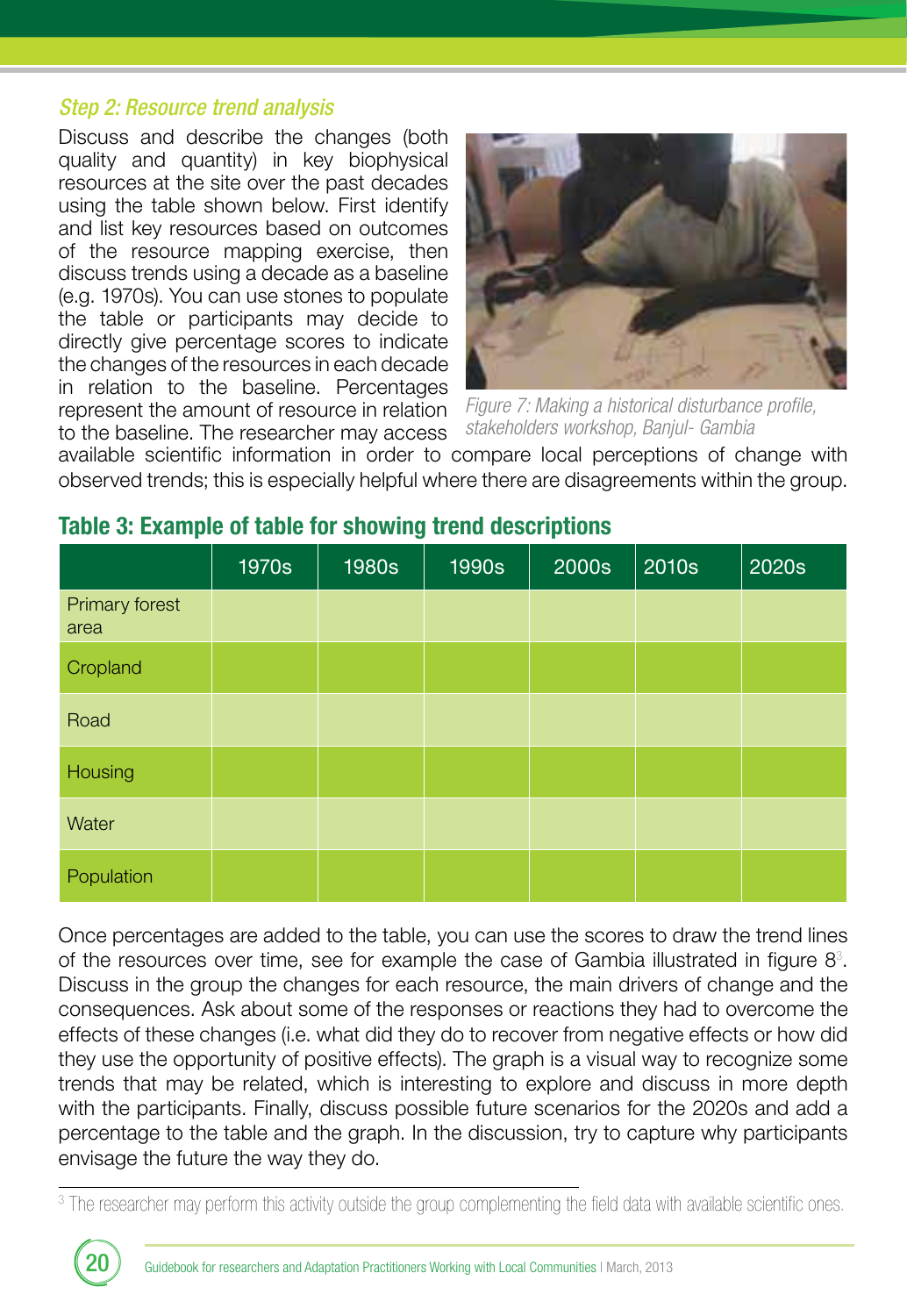### *Step 2: Resource trend analysis*

Discuss and describe the changes (both quality and quantity) in key biophysical resources at the site over the past decades using the table shown below. First identify and list key resources based on outcomes of the resource mapping exercise, then discuss trends using a decade as a baseline (e.g. 1970s). You can use stones to populate the table or participants may decide to directly give percentage scores to indicate the changes of the resources in each decade in relation to the baseline. Percentages represent the amount of resource in relation to the baseline. The researcher may access available scientific information in order to compare local perceptions of change with observed trends; this is especially helpful where there are disagreements within the group.

*Figure 7: Making a historical disturbance profile, stakeholders workshop, Banjul- Gambia*

## Table 3: Example of table for showing trend descriptions

| | 1970s | 1980s | 1990s | 2000s | 2010s | 2020s |
|---|---|---|---|---|---|---|
| Primary forest area | | | | | | |
| Cropland | | | | | | |
| Road | | | | | | |
| Housing | | | | | | |
| Water | | | | | | |
| Population | | | | | | |

Once percentages are added to the table, you can use the scores to draw the trend lines of the resources over time, see for example the case of Gambia illustrated in figure 8[3]. Discuss in the group the changes for each resource, the main drivers of change and the consequences. Ask about some of the responses or reactions they had to overcome the effects of these changes (i.e. what did they do to recover from negative effects or how did they use the opportunity of positive effects). The graph is a visual way to recognize some trends that may be related, which is interesting to explore and discuss in more depth with the participants. Finally, discuss possible future scenarios for the 2020s and add a percentage to the table and the graph. In the discussion, try to capture why participants envisage the future the way they do.

[3] The researcher may perform this activity outside the group complementing the field data with available scientific ones.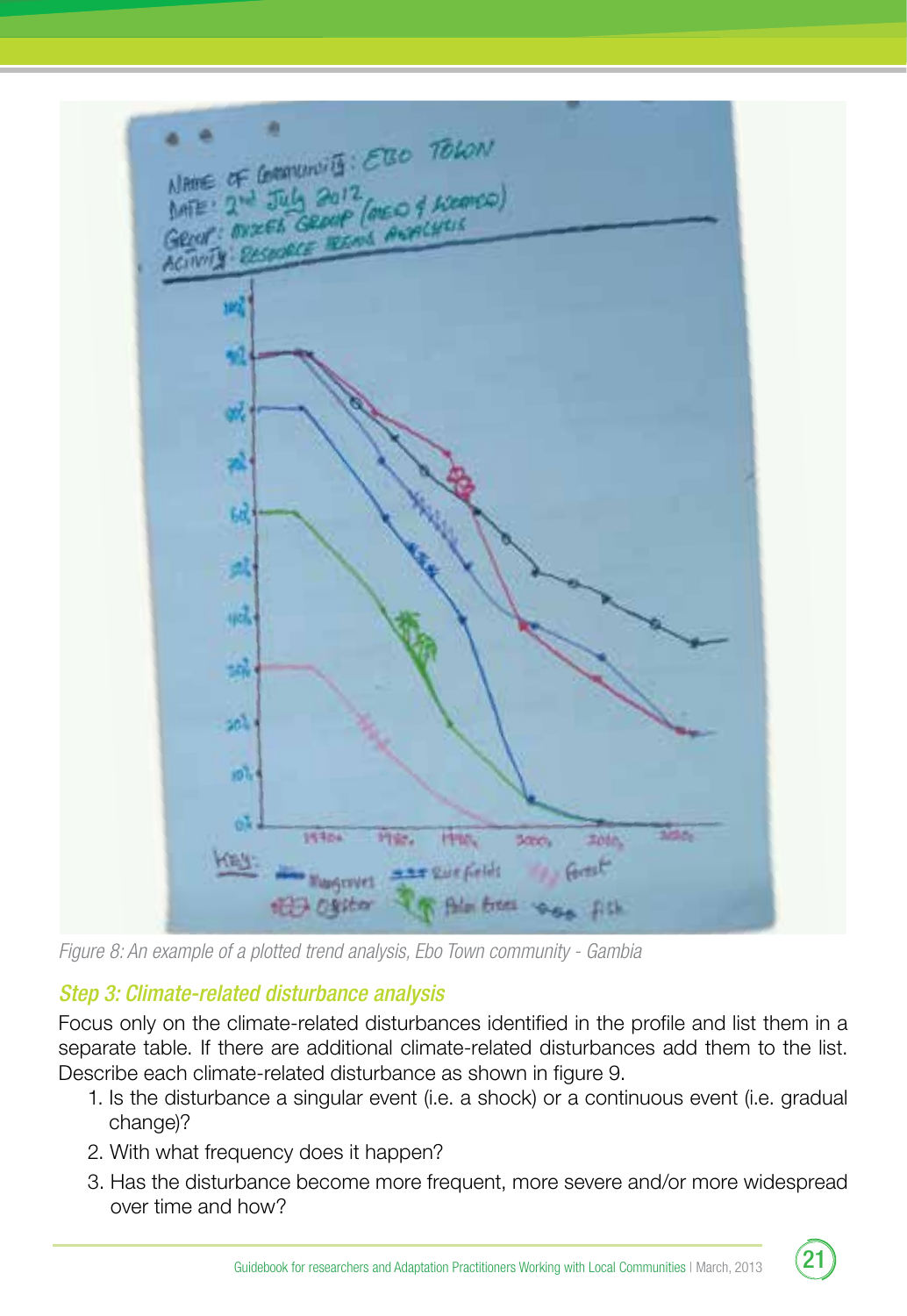Figure 8: An example of a plotted trend analysis, Ebo Town community - Gambia

### *Step 3: Climate-related disturbance analysis*

Focus only on the climate-related disturbances identified in the profile and list them in a separate table. If there are additional climate-related disturbances add them to the list. Describe each climate-related disturbance as shown in figure 9.

1. Is the disturbance a singular event (i.e. a shock) or a continuous event (i.e. gradual change)?
2. With what frequency does it happen?
3. Has the disturbance become more frequent, more severe and/or more widespread over time and how?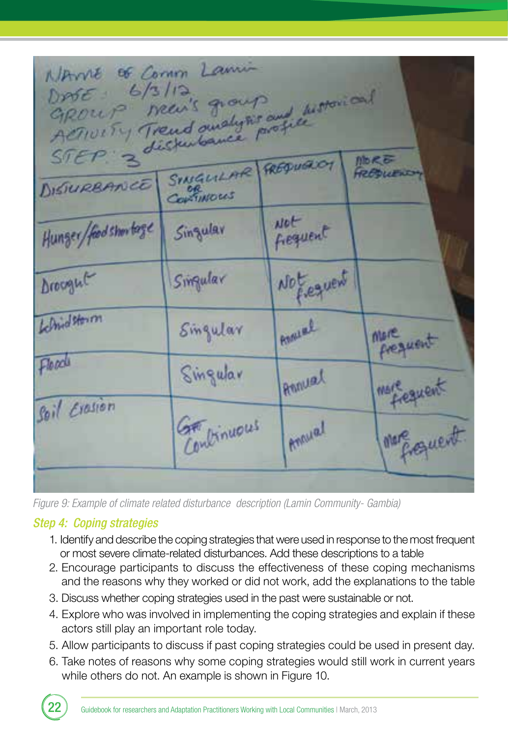NAME OF Comm Lamin
DATE: 6/3/12
GROUP: Men's group
ACTIVITY: Trend analysis and historical disturbance profile
STEP: 3

| DISTURBANCE | SINGULAR OR CONTINOUS | FREQUENCY | MORE FREQUENCY |
|---|---|---|---|
| Hunger/food shortage | Singular | Not frequent | |
| Droought | Singular | Not frequent | |
| Windstorm | Singular | Annual | More frequent |
| Floods | Singular | Annual | more frequent |
| Soil Erosion | Continuous | Annual | More frequent |

*Figure 9: Example of climate related disturbance description (Lamin Community- Gambia)*

### *Step 4: Coping strategies*

1. Identify and describe the coping strategies that were used in response to the most frequent or most severe climate-related disturbances. Add these descriptions to a table
2. Encourage participants to discuss the effectiveness of these coping mechanisms and the reasons why they worked or did not work, add the explanations to the table
3. Discuss whether coping strategies used in the past were sustainable or not.
4. Explore who was involved in implementing the coping strategies and explain if these actors still play an important role today.
5. Allow participants to discuss if past coping strategies could be used in present day.
6. Take notes of reasons why some coping strategies would still work in current years while others do not. An example is shown in Figure 10.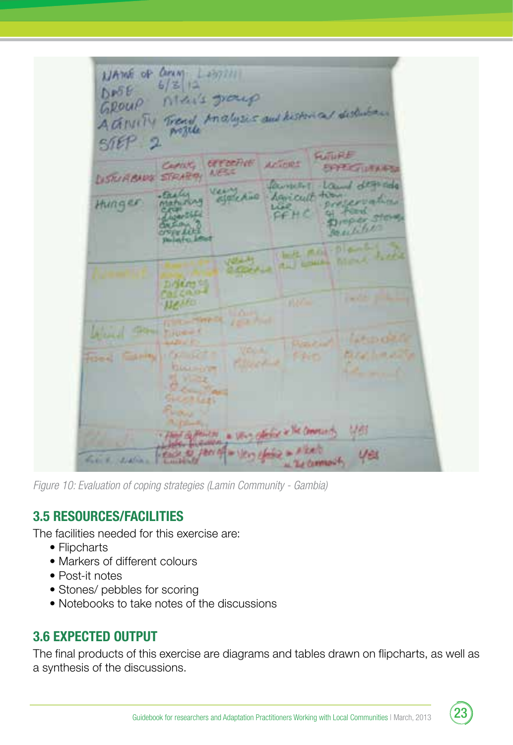Figure 10: Evaluation of coping strategies (Lamin Community - Gambia)

## 3.5 RESOURCES/FACILITIES

The facilities needed for this exercise are:

- Flipcharts
- Markers of different colours
- Post-it notes
- Stones/ pebbles for scoring
- Notebooks to take notes of the discussions

## 3.6 EXPECTED OUTPUT

The final products of this exercise are diagrams and tables drawn on flipcharts, as well as a synthesis of the discussions.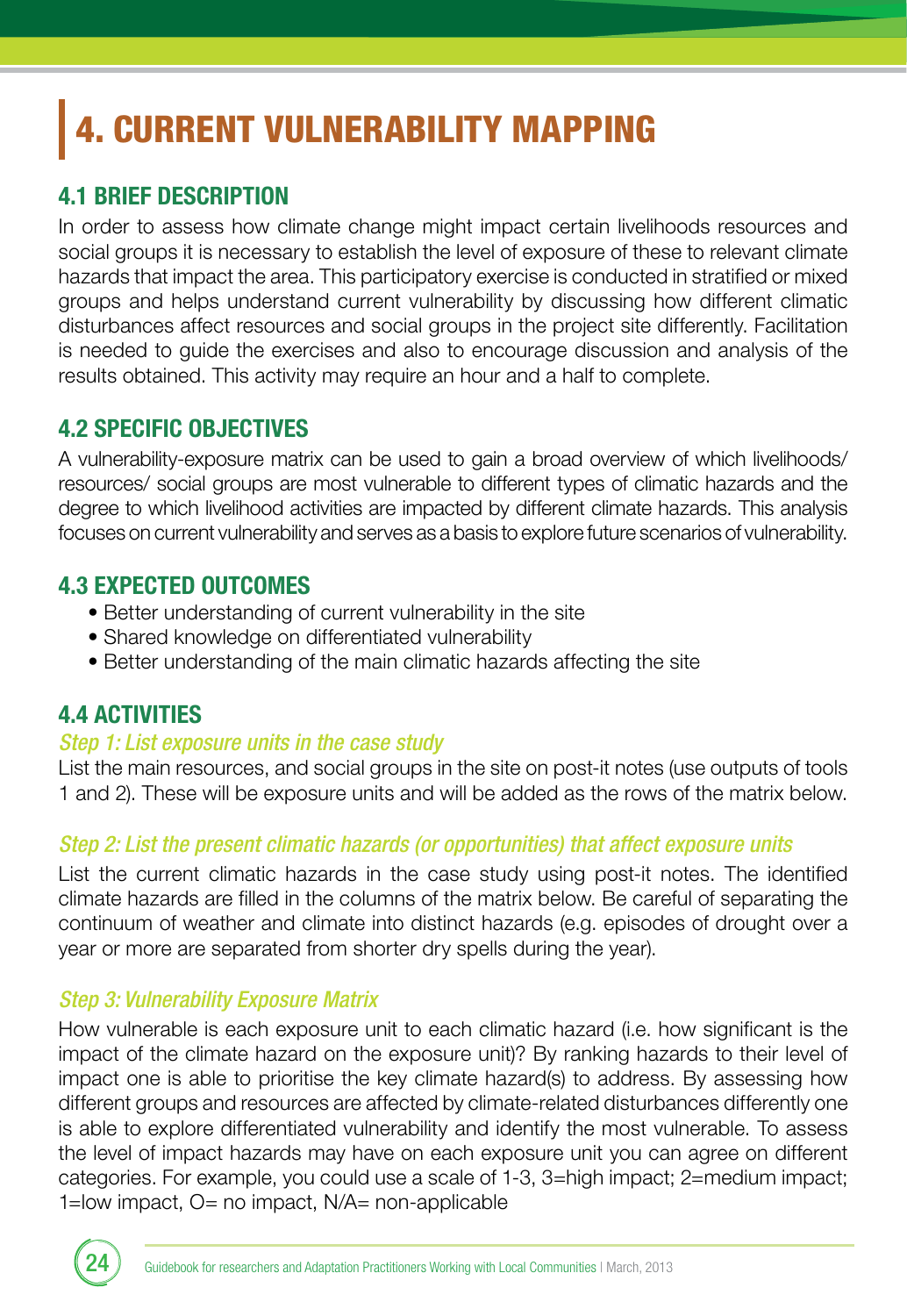# 4. CURRENT VULNERABILITY MAPPING

## 4.1 BRIEF DESCRIPTION

In order to assess how climate change might impact certain livelihoods resources and social groups it is necessary to establish the level of exposure of these to relevant climate hazards that impact the area. This participatory exercise is conducted in stratified or mixed groups and helps understand current vulnerability by discussing how different climatic disturbances affect resources and social groups in the project site differently. Facilitation is needed to guide the exercises and also to encourage discussion and analysis of the results obtained. This activity may require an hour and a half to complete.

## 4.2 SPECIFIC OBJECTIVES

A vulnerability-exposure matrix can be used to gain a broad overview of which livelihoods/ resources/ social groups are most vulnerable to different types of climatic hazards and the degree to which livelihood activities are impacted by different climate hazards. This analysis focuses on current vulnerability and serves as a basis to explore future scenarios of vulnerability.

## 4.3 EXPECTED OUTCOMES

- Better understanding of current vulnerability in the site
- Shared knowledge on differentiated vulnerability
- Better understanding of the main climatic hazards affecting the site

## 4.4 ACTIVITIES

### *Step 1: List exposure units in the case study*

List the main resources, and social groups in the site on post-it notes (use outputs of tools 1 and 2). These will be exposure units and will be added as the rows of the matrix below.

### *Step 2: List the present climatic hazards (or opportunities) that affect exposure units*

List the current climatic hazards in the case study using post-it notes. The identified climate hazards are filled in the columns of the matrix below. Be careful of separating the continuum of weather and climate into distinct hazards (e.g. episodes of drought over a year or more are separated from shorter dry spells during the year).

### *Step 3: Vulnerability Exposure Matrix*

How vulnerable is each exposure unit to each climatic hazard (i.e. how significant is the impact of the climate hazard on the exposure unit)? By ranking hazards to their level of impact one is able to prioritise the key climate hazard(s) to address. By assessing how different groups and resources are affected by climate-related disturbances differently one is able to explore differentiated vulnerability and identify the most vulnerable. To assess the level of impact hazards may have on each exposure unit you can agree on different categories. For example, you could use a scale of 1-3, 3=high impact; 2=medium impact; 1=low impact, O= no impact, N/A= non-applicable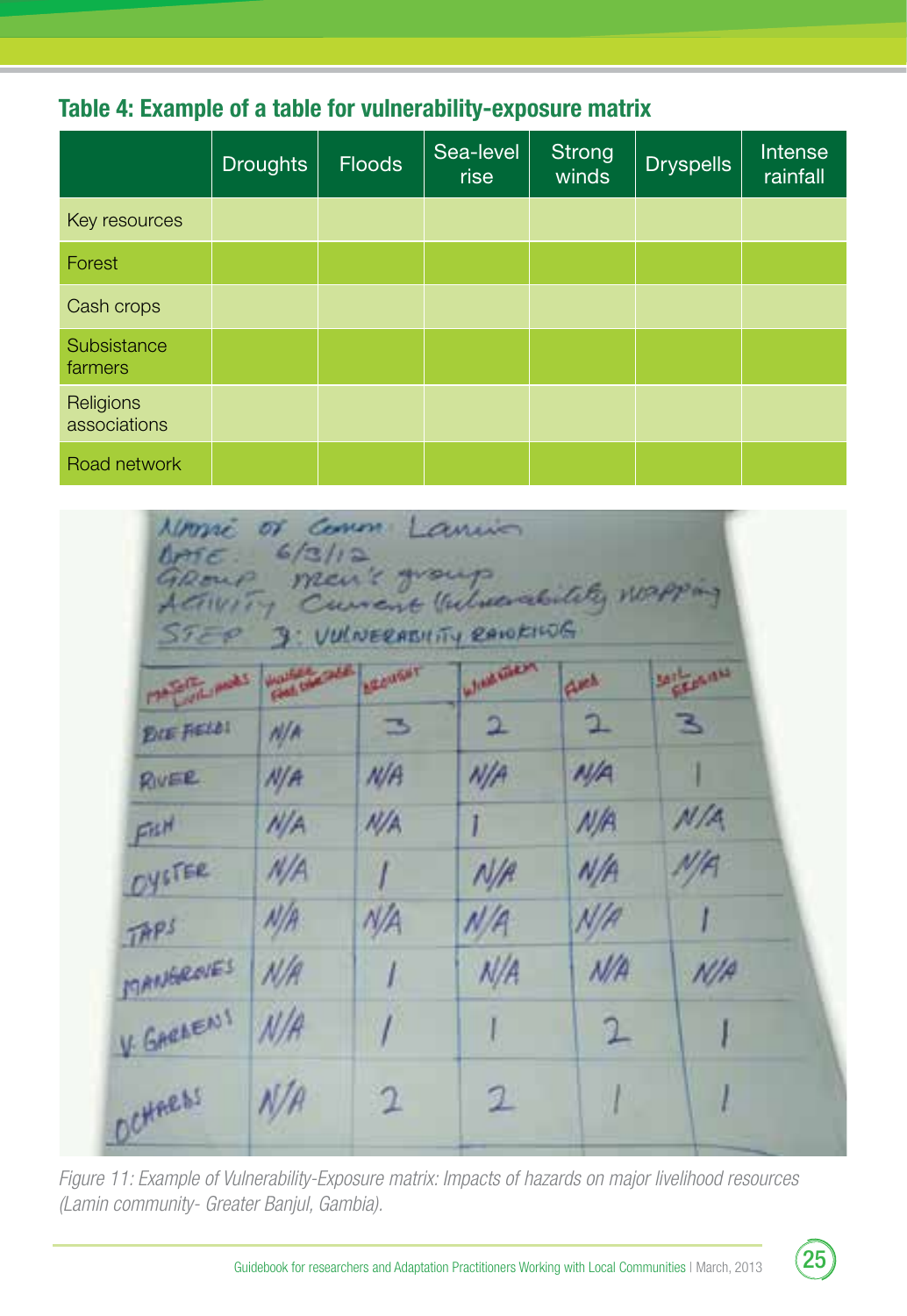### Table 4: Example of a table for vulnerability-exposure matrix

| | Droughts | Floods | Sea-level rise | Strong winds | Dryspells | Intense rainfall |
|---|---|---|---|---|---|---|
| Key resources | | | | | | |
| Forest | | | | | | |
| Cash crops | | | | | | |
| Subsistance farmers | | | | | | |
| Religions associations | | | | | | |
| Road network | | | | | | |

Name of Comm: Lamin
Date: 6/3/12
Group: Men's group
Activity: Current Vulnerability mapping
Step 3: Vulnerability ranking

| Major Livelihoods | Hunger/Food Shortage | Drought | Windstorm | Flood | Soil Erosion |
|---|---|---|---|---|---|
| Rice Fields | N/A | 3 | 2 | 2 | 3 |
| River | N/A | N/A | N/A | N/A | 1 |
| Fish | N/A | N/A | 1 | N/A | N/A |
| Oyster | N/A | 1 | N/A | N/A | N/A |
| Taps | N/A | N/A | N/A | N/A | 1 |
| Mangroves | N/A | 1 | N/A | N/A | N/A |
| V. Gardens | N/A | 1 | 1 | 2 | 1 |
| Orchards | N/A | 2 | 2 | 1 | 1 |

*Figure 11: Example of Vulnerability-Exposure matrix: Impacts of hazards on major livelihood resources (Lamin community- Greater Banjul, Gambia).*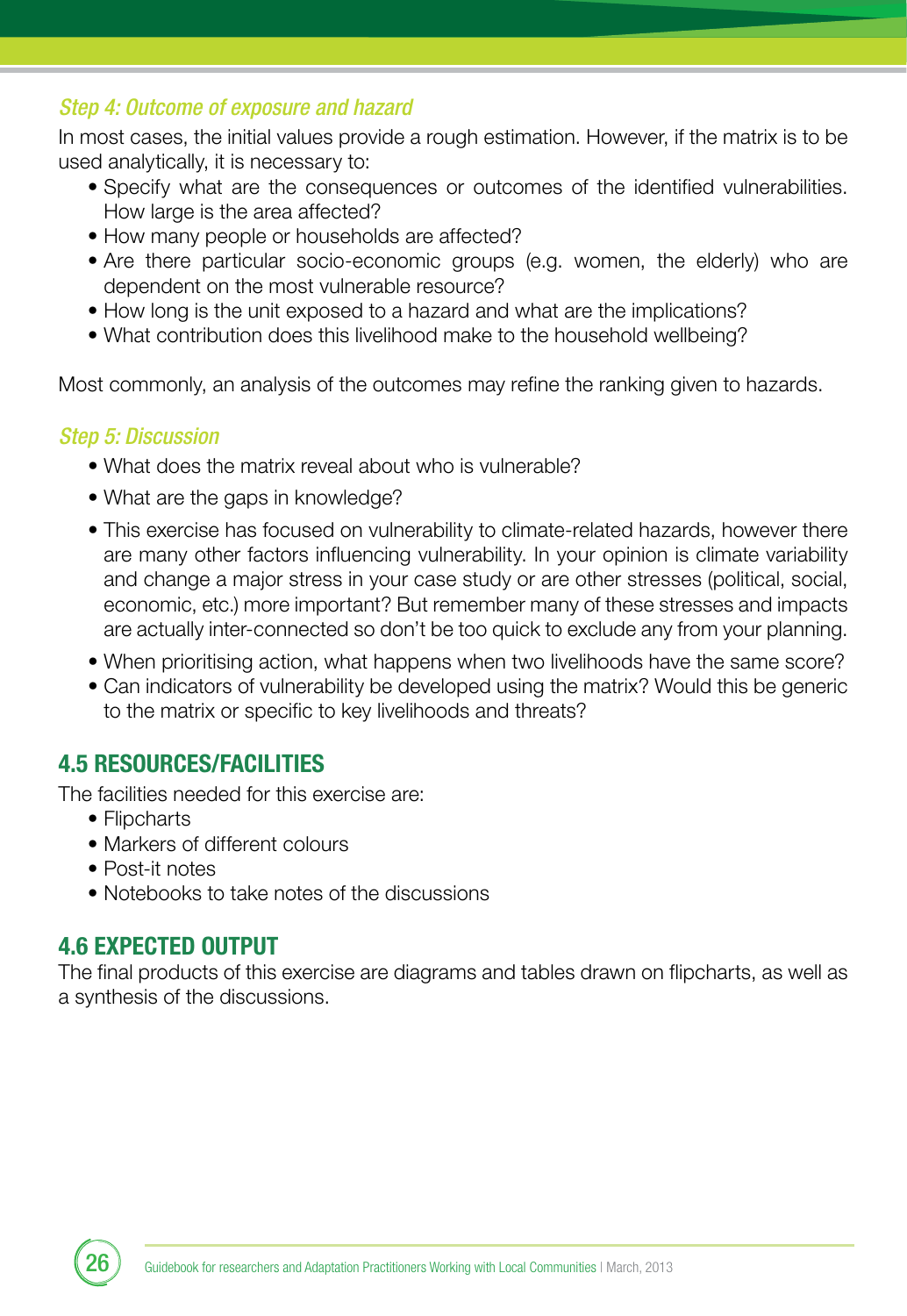### *Step 4: Outcome of exposure and hazard*

In most cases, the initial values provide a rough estimation. However, if the matrix is to be used analytically, it is necessary to:

- Specify what are the consequences or outcomes of the identified vulnerabilities. How large is the area affected?
- How many people or households are affected?
- Are there particular socio-economic groups (e.g. women, the elderly) who are dependent on the most vulnerable resource?
- How long is the unit exposed to a hazard and what are the implications?
- What contribution does this livelihood make to the household wellbeing?

Most commonly, an analysis of the outcomes may refine the ranking given to hazards.

### *Step 5: Discussion*

- What does the matrix reveal about who is vulnerable?
- What are the gaps in knowledge?
- This exercise has focused on vulnerability to climate-related hazards, however there are many other factors influencing vulnerability. In your opinion is climate variability and change a major stress in your case study or are other stresses (political, social, economic, etc.) more important? But remember many of these stresses and impacts are actually inter-connected so don't be too quick to exclude any from your planning.
- When prioritising action, what happens when two livelihoods have the same score?
- Can indicators of vulnerability be developed using the matrix? Would this be generic to the matrix or specific to key livelihoods and threats?

## 4.5 RESOURCES/FACILITIES

The facilities needed for this exercise are:

- Flipcharts
- Markers of different colours
- Post-it notes
- Notebooks to take notes of the discussions

## 4.6 EXPECTED OUTPUT

The final products of this exercise are diagrams and tables drawn on flipcharts, as well as a synthesis of the discussions.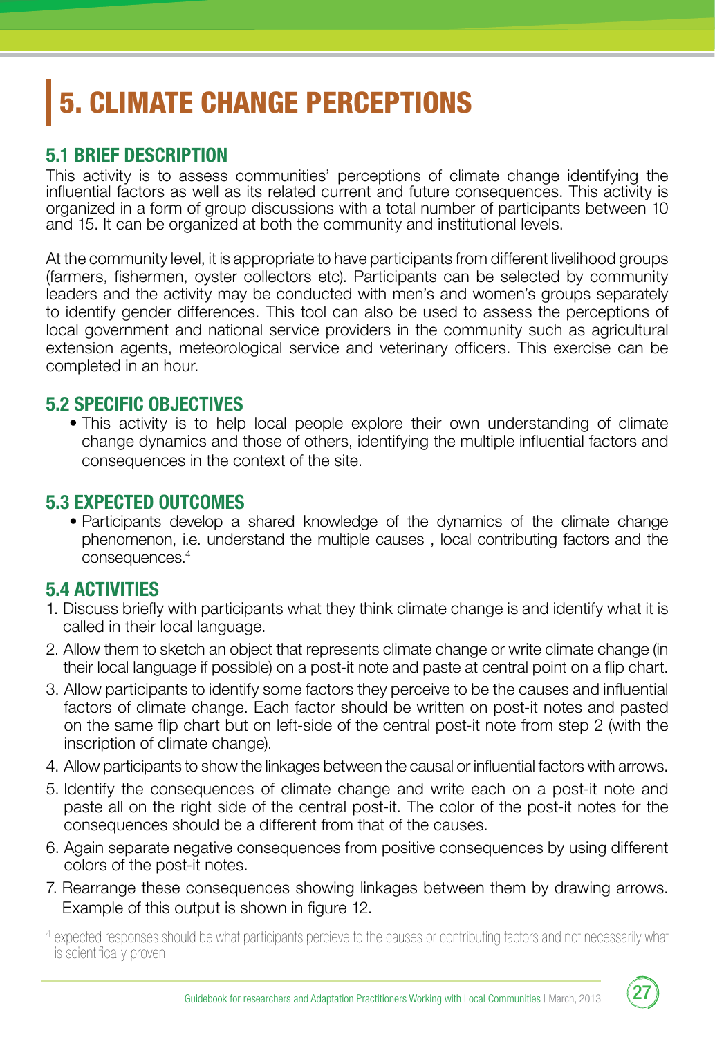# 5. CLIMATE CHANGE PERCEPTIONS

## 5.1 BRIEF DESCRIPTION

This activity is to assess communities' perceptions of climate change identifying the influential factors as well as its related current and future consequences. This activity is organized in a form of group discussions with a total number of participants between 10 and 15. It can be organized at both the community and institutional levels.

At the community level, it is appropriate to have participants from different livelihood groups (farmers, fishermen, oyster collectors etc). Participants can be selected by community leaders and the activity may be conducted with men's and women's groups separately to identify gender differences. This tool can also be used to assess the perceptions of local government and national service providers in the community such as agricultural extension agents, meteorological service and veterinary officers. This exercise can be completed in an hour.

## 5.2 SPECIFIC OBJECTIVES

- This activity is to help local people explore their own understanding of climate change dynamics and those of others, identifying the multiple influential factors and consequences in the context of the site.

## 5.3 EXPECTED OUTCOMES

- Participants develop a shared knowledge of the dynamics of the climate change phenomenon, i.e. understand the multiple causes , local contributing factors and the consequences.[4]

## 5.4 ACTIVITIES

1. Discuss briefly with participants what they think climate change is and identify what it is called in their local language.
2. Allow them to sketch an object that represents climate change or write climate change (in their local language if possible) on a post-it note and paste at central point on a flip chart.
3. Allow participants to identify some factors they perceive to be the causes and influential factors of climate change. Each factor should be written on post-it notes and pasted on the same flip chart but on left-side of the central post-it note from step 2 (with the inscription of climate change).
4. Allow participants to show the linkages between the causal or influential factors with arrows.
5. Identify the consequences of climate change and write each on a post-it note and paste all on the right side of the central post-it. The color of the post-it notes for the consequences should be a different from that of the causes.
6. Again separate negative consequences from positive consequences by using different colors of the post-it notes.
7. Rearrange these consequences showing linkages between them by drawing arrows. Example of this output is shown in figure 12.

[4] expected responses should be what participants percieve to the causes or contributing factors and not necessarily what is scientifically proven.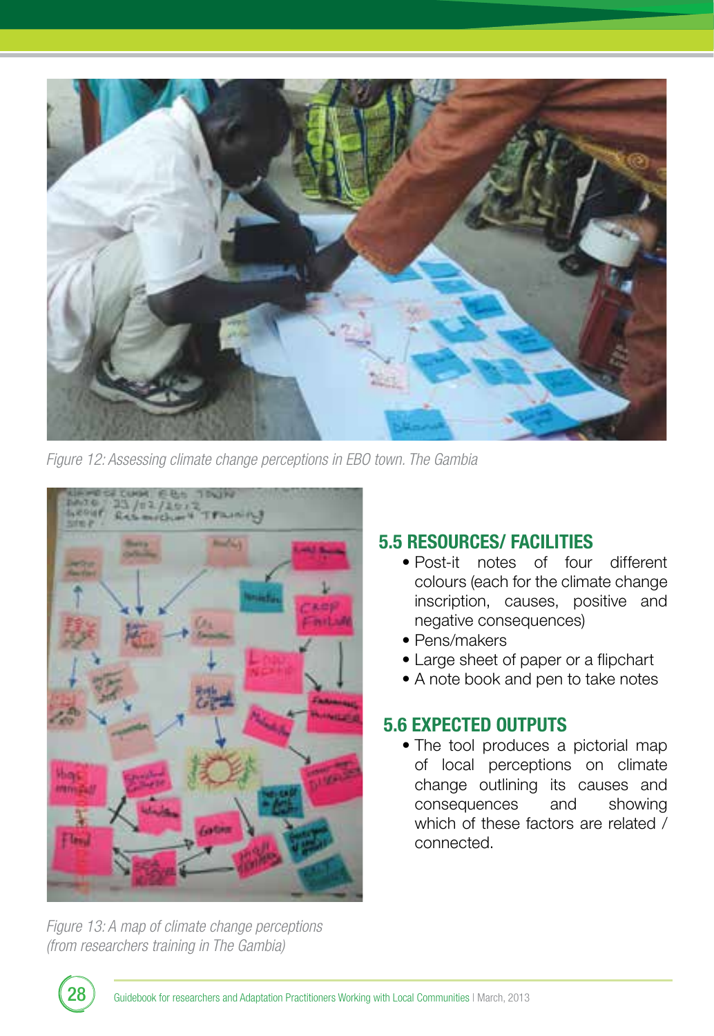*Figure 12: Assessing climate change perceptions in EBO town. The Gambia*

*Figure 13: A map of climate change perceptions (from researchers training in The Gambia)*

## 5.5 RESOURCES/ FACILITIES

- Post-it notes of four different colours (each for the climate change inscription, causes, positive and negative consequences)
- Pens/makers
- Large sheet of paper or a flipchart
- A note book and pen to take notes

## 5.6 EXPECTED OUTPUTS

- The tool produces a pictorial map of local perceptions on climate change outlining its causes and consequences and showing which of these factors are related / connected.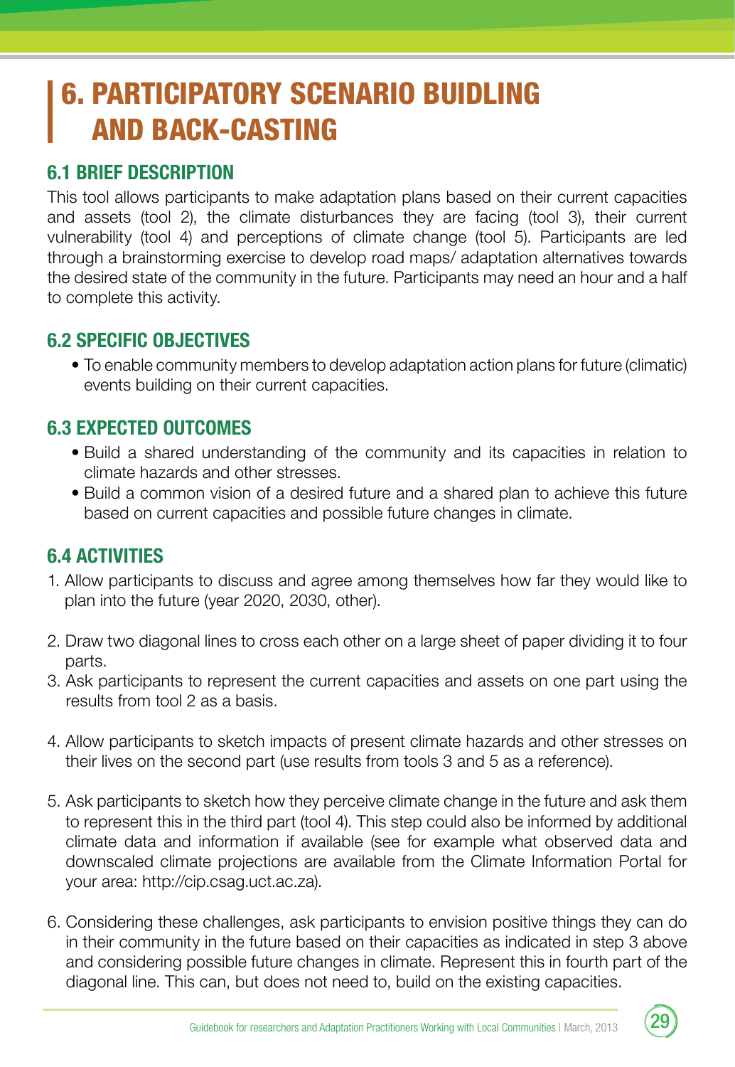# 6. PARTICIPATORY SCENARIO BUIDLING AND BACK-CASTING

## 6.1 BRIEF DESCRIPTION

This tool allows participants to make adaptation plans based on their current capacities and assets (tool 2), the climate disturbances they are facing (tool 3), their current vulnerability (tool 4) and perceptions of climate change (tool 5). Participants are led through a brainstorming exercise to develop road maps/ adaptation alternatives towards the desired state of the community in the future. Participants may need an hour and a half to complete this activity.

## 6.2 SPECIFIC OBJECTIVES

- To enable community members to develop adaptation action plans for future (climatic) events building on their current capacities.

## 6.3 EXPECTED OUTCOMES

- Build a shared understanding of the community and its capacities in relation to climate hazards and other stresses.
- Build a common vision of a desired future and a shared plan to achieve this future based on current capacities and possible future changes in climate.

## 6.4 ACTIVITIES

1. Allow participants to discuss and agree among themselves how far they would like to plan into the future (year 2020, 2030, other).

2. Draw two diagonal lines to cross each other on a large sheet of paper dividing it to four parts.
3. Ask participants to represent the current capacities and assets on one part using the results from tool 2 as a basis.

4. Allow participants to sketch impacts of present climate hazards and other stresses on their lives on the second part (use results from tools 3 and 5 as a reference).

5. Ask participants to sketch how they perceive climate change in the future and ask them to represent this in the third part (tool 4). This step could also be informed by additional climate data and information if available (see for example what observed data and downscaled climate projections are available from the Climate Information Portal for your area: http://cip.csag.uct.ac.za).

6. Considering these challenges, ask participants to envision positive things they can do in their community in the future based on their capacities as indicated in step 3 above and considering possible future changes in climate. Represent this in fourth part of the diagonal line. This can, but does not need to, build on the existing capacities.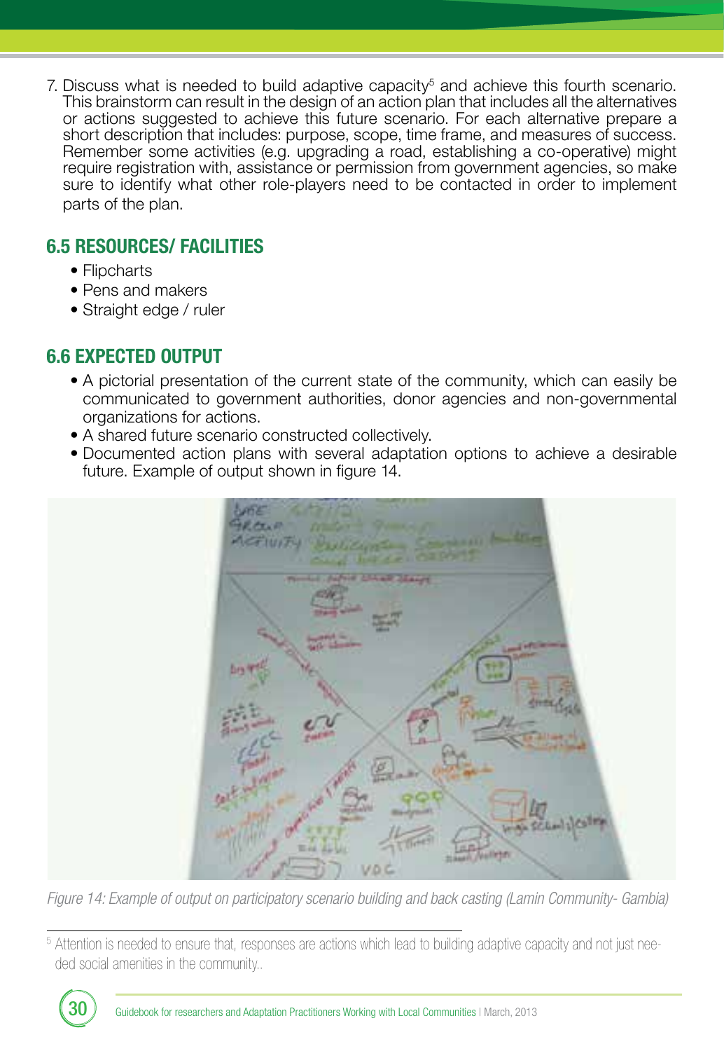7. Discuss what is needed to build adaptive capacity[5] and achieve this fourth scenario. This brainstorm can result in the design of an action plan that includes all the alternatives or actions suggested to achieve this future scenario. For each alternative prepare a short description that includes: purpose, scope, time frame, and measures of success. Remember some activities (e.g. upgrading a road, establishing a co-operative) might require registration with, assistance or permission from government agencies, so make sure to identify what other role-players need to be contacted in order to implement parts of the plan.

## 6.5 RESOURCES/ FACILITIES

- Flipcharts
- Pens and makers
- Straight edge / ruler

## 6.6 EXPECTED OUTPUT

- A pictorial presentation of the current state of the community, which can easily be communicated to government authorities, donor agencies and non-governmental organizations for actions.
- A shared future scenario constructed collectively.
- Documented action plans with several adaptation options to achieve a desirable future. Example of output shown in figure 14.

*Figure 14: Example of output on participatory scenario building and back casting (Lamin Community- Gambia)*

[5] Attention is needed to ensure that, responses are actions which lead to building adaptive capacity and not just needed social amenities in the community..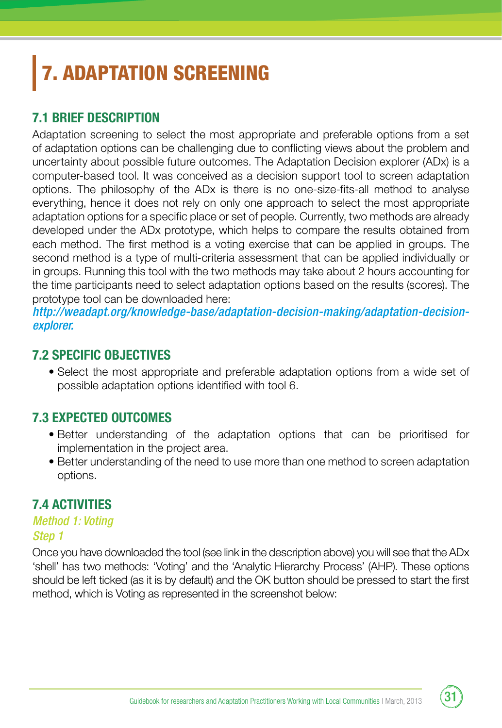# 7. ADAPTATION SCREENING

## 7.1 BRIEF DESCRIPTION

Adaptation screening to select the most appropriate and preferable options from a set of adaptation options can be challenging due to conflicting views about the problem and uncertainty about possible future outcomes. The Adaptation Decision explorer (ADx) is a computer-based tool. It was conceived as a decision support tool to screen adaptation options. The philosophy of the ADx is there is no one-size-fits-all method to analyse everything, hence it does not rely on only one approach to select the most appropriate adaptation options for a specific place or set of people. Currently, two methods are already developed under the ADx prototype, which helps to compare the results obtained from each method. The first method is a voting exercise that can be applied in groups. The second method is a type of multi-criteria assessment that can be applied individually or in groups. Running this tool with the two methods may take about 2 hours accounting for the time participants need to select adaptation options based on the results (scores). The prototype tool can be downloaded here:
*http://weadapt.org/knowledge-base/adaptation-decision-making/adaptation-decision-explorer.*

## 7.2 SPECIFIC OBJECTIVES

- Select the most appropriate and preferable adaptation options from a wide set of possible adaptation options identified with tool 6.

## 7.3 EXPECTED OUTCOMES

- Better understanding of the adaptation options that can be prioritised for implementation in the project area.
- Better understanding of the need to use more than one method to screen adaptation options.

## 7.4 ACTIVITIES

*Method 1: Voting*

*Step 1*

Once you have downloaded the tool (see link in the description above) you will see that the ADx 'shell' has two methods: 'Voting' and the 'Analytic Hierarchy Process' (AHP). These options should be left ticked (as it is by default) and the OK button should be pressed to start the first method, which is Voting as represented in the screenshot below: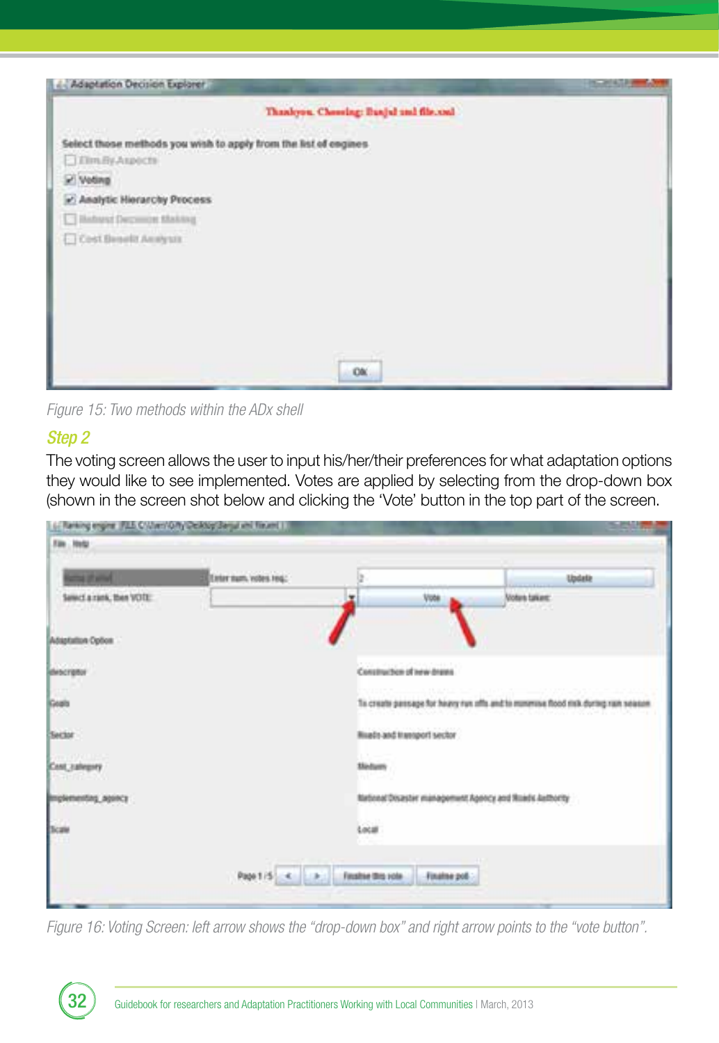Figure 15: Two methods within the ADx shell

## Step 2

The voting screen allows the user to input his/her/their preferences for what adaptation options they would like to see implemented. Votes are applied by selecting from the drop-down box (shown in the screen shot below and clicking the 'Vote' button in the top part of the screen.

Figure 16: Voting Screen: left arrow shows the "drop-down box" and right arrow points to the "vote button".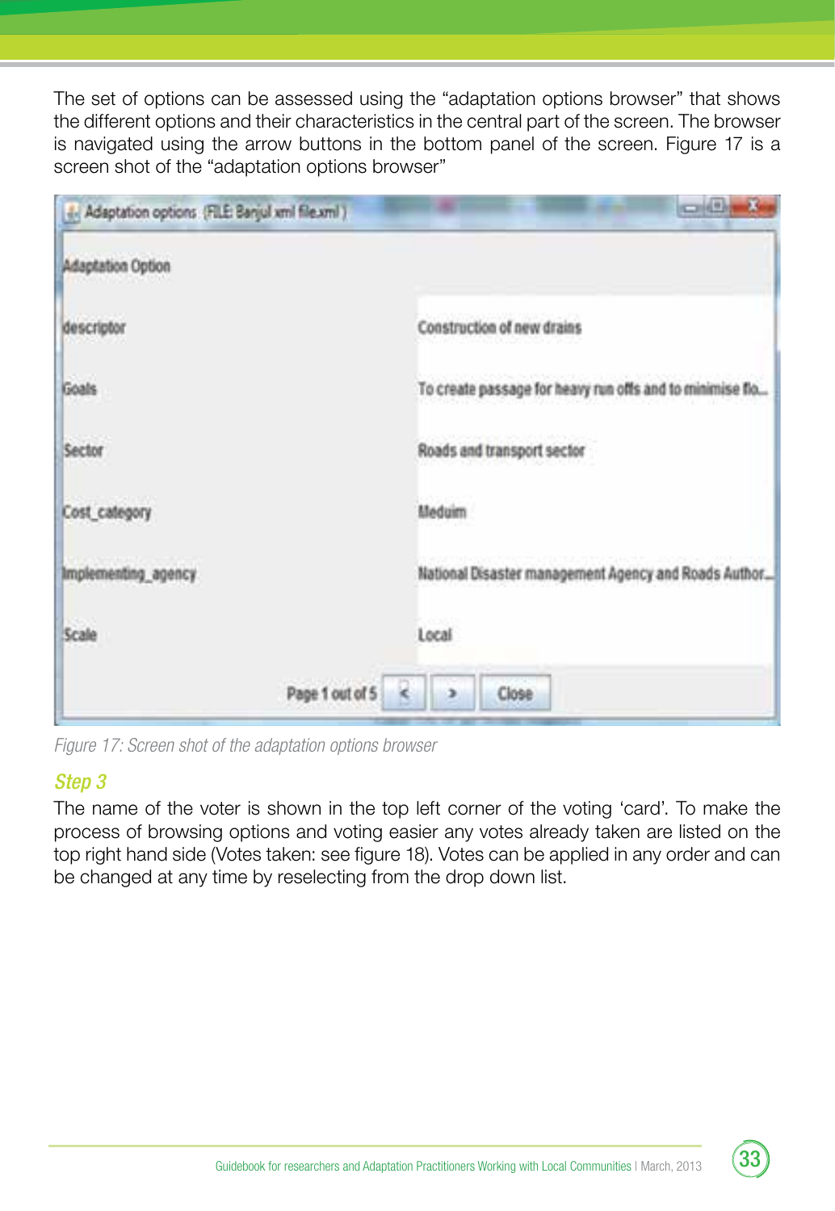The set of options can be assessed using the "adaptation options browser" that shows the different options and their characteristics in the central part of the screen. The browser is navigated using the arrow buttons in the bottom panel of the screen. Figure 17 is a screen shot of the "adaptation options browser"

Adaptation options (FILE: Banjul xml file.xml)

| Adaptation Option | |
|---|---|
| descriptor | Construction of new drains |
| Goals | To create passage for heavy run offs and to minimise flo... |
| Sector | Roads and transport sector |
| Cost_category | Meduim |
| Implementing_agency | National Disaster management Agency and Roads Author... |
| Scale | Local |

Page 1 out of 5 &lt; &gt; Close

*Figure 17: Screen shot of the adaptation options browser*

### *Step 3*

The name of the voter is shown in the top left corner of the voting 'card'. To make the process of browsing options and voting easier any votes already taken are listed on the top right hand side (Votes taken: see figure 18). Votes can be applied in any order and can be changed at any time by reselecting from the drop down list.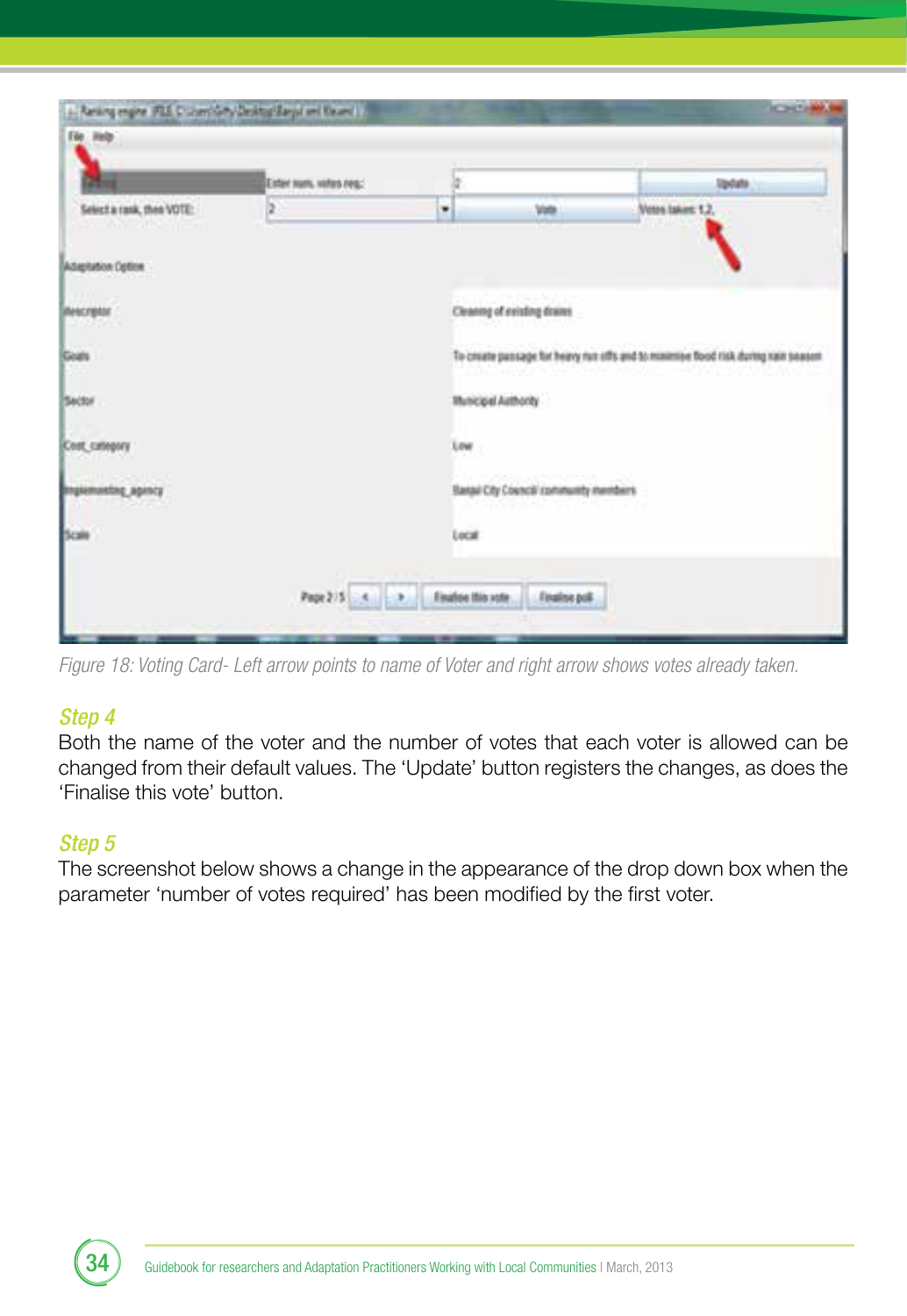*Figure 18: Voting Card- Left arrow points to name of Voter and right arrow shows votes already taken.*

### *Step 4*

Both the name of the voter and the number of votes that each voter is allowed can be changed from their default values. The 'Update' button registers the changes, as does the 'Finalise this vote' button.

### *Step 5*

The screenshot below shows a change in the appearance of the drop down box when the parameter 'number of votes required' has been modified by the first voter.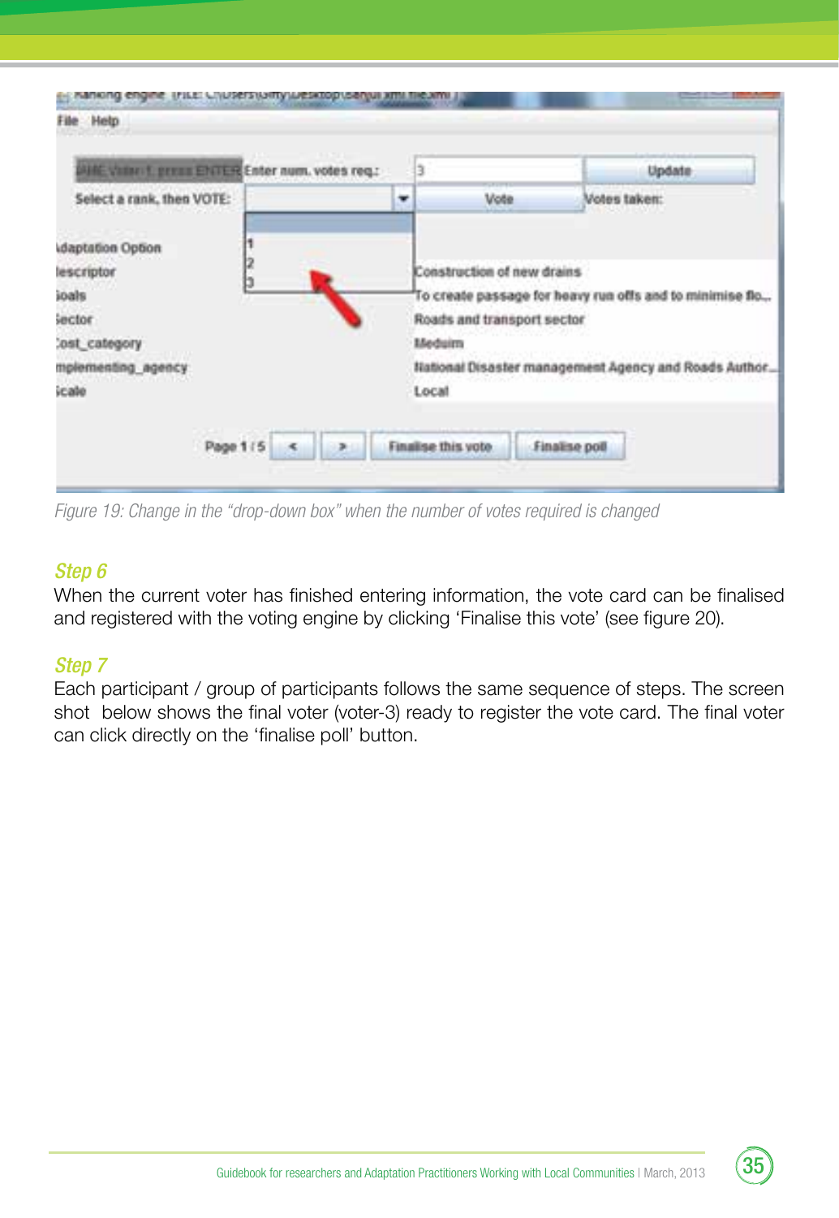*Figure 19: Change in the "drop-down box" when the number of votes required is changed*

### *Step 6*

When the current voter has finished entering information, the vote card can be finalised and registered with the voting engine by clicking 'Finalise this vote' (see figure 20).

### *Step 7*

Each participant / group of participants follows the same sequence of steps. The screen shot below shows the final voter (voter-3) ready to register the vote card. The final voter can click directly on the 'finalise poll' button.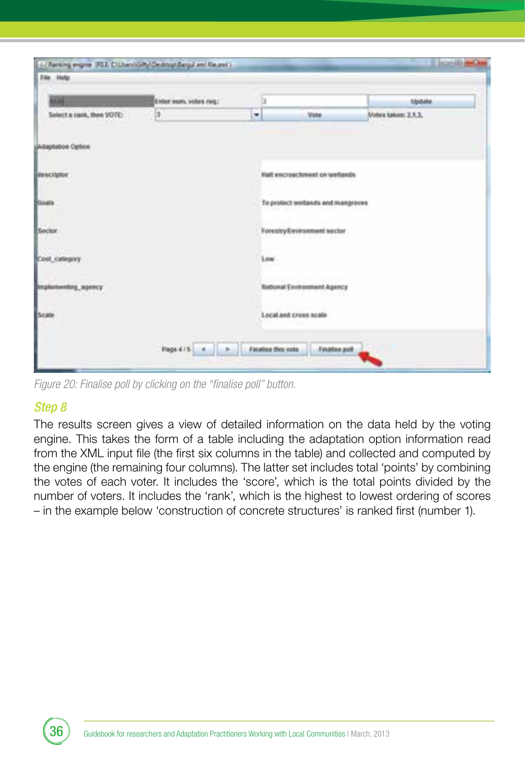Figure 20: Finalise poll by clicking on the “finalise poll” button.

### Step 8

The results screen gives a view of detailed information on the data held by the voting engine. This takes the form of a table including the adaptation option information read from the XML input file (the first six columns in the table) and collected and computed by the engine (the remaining four columns). The latter set includes total ‘points’ by combining the votes of each voter. It includes the ‘score’, which is the total points divided by the number of voters. It includes the ‘rank’, which is the highest to lowest ordering of scores – in the example below ‘construction of concrete structures’ is ranked first (number 1).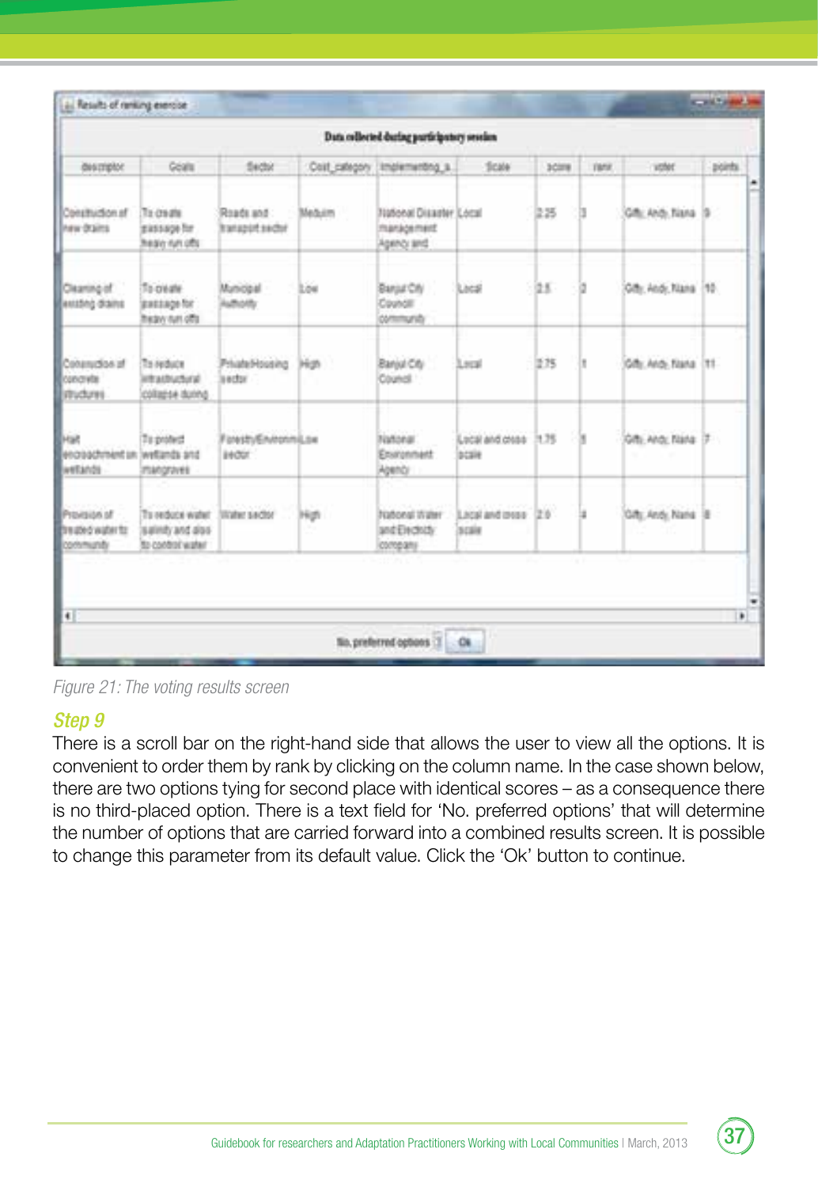**Results of ranking exercise**

**Data collected during participatory session**

| descriptor | Goals | Sector | Cost_category | Implementing_a... | Scale | score | rank | voter | points |
|---|---|---|---|---|---|---|---|---|---|
| Construction of new drains | To create passage for heavy run offs | Roads and transport sector | Meduim | National Disaster management Agency and | Local | 2.25 | 3 | Gifty, Andy, Nana | 9 |
| Clearing of existing drains | To create passage for heavy run offs | Municipal Authority | Low | Banjul City Council community | Local | 2.5 | 2 | Gifty, Andy, Nana | 10 |
| Construction of concrete structures | To reduce infrastructural collapse during | Private/Housing sector | High | Banjul City Council | Local | 2.75 | 1 | Gifty, Andy, Nana | 11 |
| Halt encroachment on wetlands | To protect wetlands and mangroves | Forestry/Environm... sector | Low | National Environment Agency | Local and cross scale | 1.75 | 5 | Gifty, Andy, Nana | 7 |
| Provision of treated water to community | To reduce water salinity and also to control water | Water sector | High | National Water and Electricity company | Local and cross scale | 2.0 | 4 | Gifty, Andy, Nana | 8 |

No. preferred options 3 Ok

*Figure 21: The voting results screen*

### *Step 9*

There is a scroll bar on the right-hand side that allows the user to view all the options. It is convenient to order them by rank by clicking on the column name. In the case shown below, there are two options tying for second place with identical scores – as a consequence there is no third-placed option. There is a text field for 'No. preferred options' that will determine the number of options that are carried forward into a combined results screen. It is possible to change this parameter from its default value. Click the 'Ok' button to continue.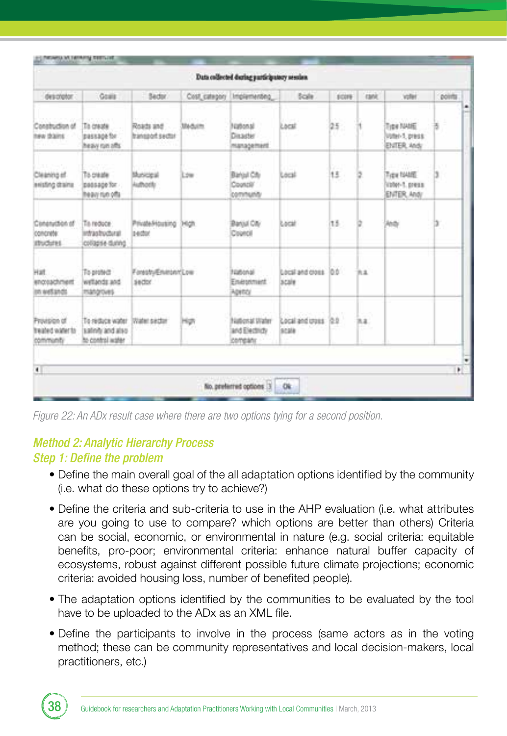| descriptor | Goals | Sector | Cost_category | Implementing_ | Scale | score | rank | voter | points |
|---|---|---|---|---|---|---|---|---|---|
| Construction of new drains | To create passage for heavy run offs | Roads and transport sector | Medium | National Disaster management | Local | 2.5 | 1 | Type NAME Voter-1, press ENTER, Andy | 5 |
| Cleaning of existing drains | To create passage for heavy run offs | Municipal Authority | Low | Banjul City Council/ community | Local | 1.5 | 2 | Type NAME Voter-1, press ENTER, Andy | 3 |
| Construction of concrete structures | To reduce infrastructural collapse during | Private/Housing sector | High | Banjul City Council | Local | 1.5 | 2 | Andy | 3 |
| Halt encroachment on wetlands | To protect wetlands and mangroves | Forestry/Environ sector | Low | National Environment Agency | Local and cross scale | 0.0 | n.a. | | |
| Provision of treated water to community | To reduce water salinity and also to control water | Water sector | High | National Water and Electricity company | Local and cross scale | 0.0 | n.a. | | |

Figure 22: An ADx result case where there are two options tying for a second position.

## Method 2: Analytic Hierarchy Process

### Step 1: Define the problem

- Define the main overall goal of the all adaptation options identified by the community (i.e. what do these options try to achieve?)
- Define the criteria and sub-criteria to use in the AHP evaluation (i.e. what attributes are you going to use to compare? which options are better than others) Criteria can be social, economic, or environmental in nature (e.g. social criteria: equitable benefits, pro-poor; environmental criteria: enhance natural buffer capacity of ecosystems, robust against different possible future climate projections; economic criteria: avoided housing loss, number of benefited people).
- The adaptation options identified by the communities to be evaluated by the tool have to be uploaded to the ADx as an XML file.
- Define the participants to involve in the process (same actors as in the voting method; these can be community representatives and local decision-makers, local practitioners, etc.)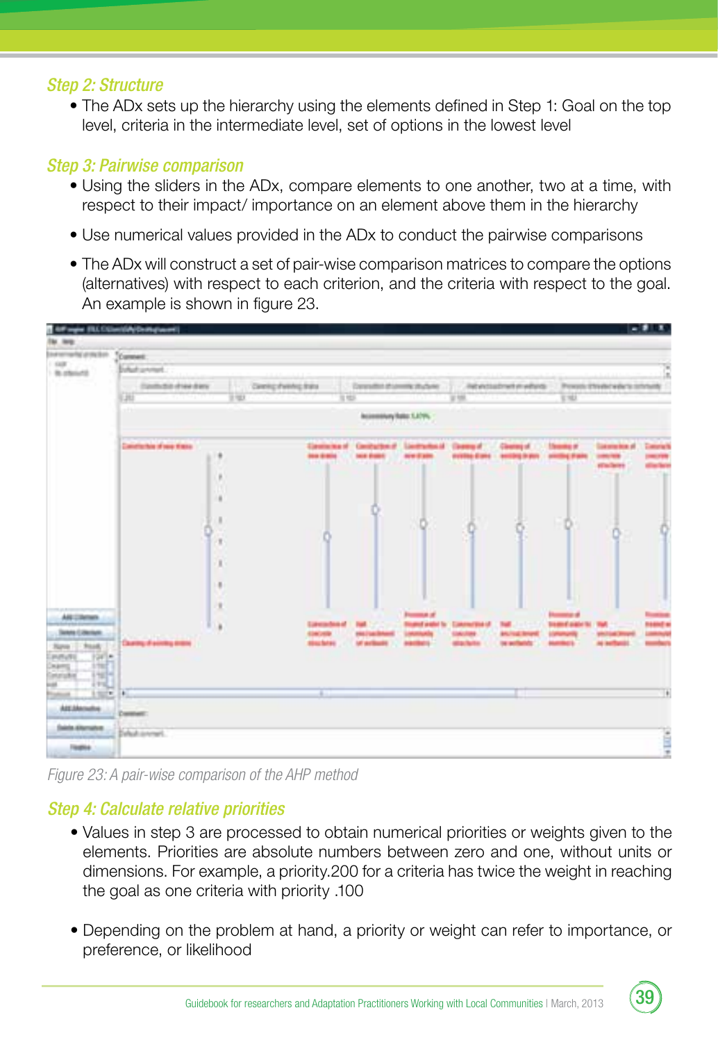### Step 2: Structure

- The ADx sets up the hierarchy using the elements defined in Step 1: Goal on the top level, criteria in the intermediate level, set of options in the lowest level

### Step 3: Pairwise comparison

- Using the sliders in the ADx, compare elements to one another, two at a time, with respect to their impact/ importance on an element above them in the hierarchy
- Use numerical values provided in the ADx to conduct the pairwise comparisons
- The ADx will construct a set of pair-wise comparison matrices to compare the options (alternatives) with respect to each criterion, and the criteria with respect to the goal. An example is shown in figure 23.

*Figure 23: A pair-wise comparison of the AHP method*

### Step 4: Calculate relative priorities

- Values in step 3 are processed to obtain numerical priorities or weights given to the elements. Priorities are absolute numbers between zero and one, without units or dimensions. For example, a priority.200 for a criteria has twice the weight in reaching the goal as one criteria with priority .100
- Depending on the problem at hand, a priority or weight can refer to importance, or preference, or likelihood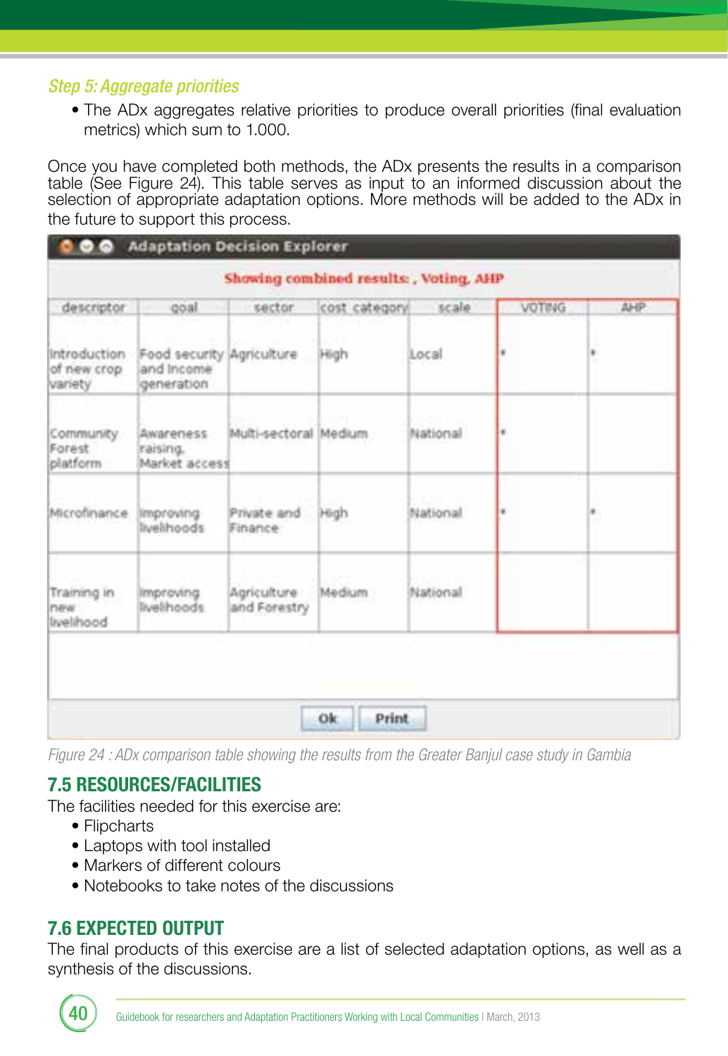*Step 5: Aggregate priorities*

- The ADx aggregates relative priorities to produce overall priorities (final evaluation metrics) which sum to 1.000.

Once you have completed both methods, the ADx presents the results in a comparison table (See Figure 24). This table serves as input to an informed discussion about the selection of appropriate adaptation options. More methods will be added to the ADx in the future to support this process.

**Adaptation Decision Explorer**

**Showing combined results: , Voting, AHP**

| descriptor | goal | sector | cost category | scale | VOTING | AHP |
|---|---|---|---|---|---|---|
| Introduction of new crop variety | Food security and income generation | Agriculture | High | Local | * | * |
| Community Forest platform | Awareness raising, Market access | Multi-sectoral | Medium | National | * | |
| Microfinance | Improving livelihoods | Private and Finance | High | National | * | * |
| Training in new livelihood | Improving livelihoods | Agriculture and Forestry | Medium | National | | |

Ok  Print

*Figure 24 : ADx comparison table showing the results from the Greater Banjul case study in Gambia*

## 7.5 RESOURCES/FACILITIES

The facilities needed for this exercise are:

- Flipcharts
- Laptops with tool installed
- Markers of different colours
- Notebooks to take notes of the discussions

## 7.6 EXPECTED OUTPUT

The final products of this exercise are a list of selected adaptation options, as well as a synthesis of the discussions.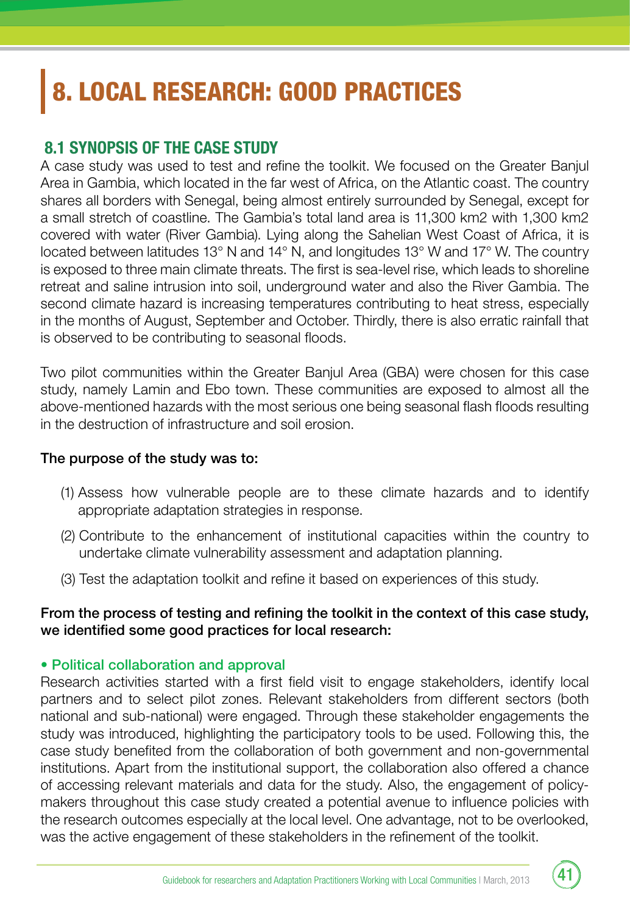# 8. LOCAL RESEARCH: GOOD PRACTICES

## 8.1 SYNOPSIS OF THE CASE STUDY

A case study was used to test and refine the toolkit. We focused on the Greater Banjul Area in Gambia, which located in the far west of Africa, on the Atlantic coast. The country shares all borders with Senegal, being almost entirely surrounded by Senegal, except for a small stretch of coastline. The Gambia's total land area is 11,300 km2 with 1,300 km2 covered with water (River Gambia). Lying along the Sahelian West Coast of Africa, it is located between latitudes 13° N and 14° N, and longitudes 13° W and 17° W. The country is exposed to three main climate threats. The first is sea-level rise, which leads to shoreline retreat and saline intrusion into soil, underground water and also the River Gambia. The second climate hazard is increasing temperatures contributing to heat stress, especially in the months of August, September and October. Thirdly, there is also erratic rainfall that is observed to be contributing to seasonal floods.

Two pilot communities within the Greater Banjul Area (GBA) were chosen for this case study, namely Lamin and Ebo town. These communities are exposed to almost all the above-mentioned hazards with the most serious one being seasonal flash floods resulting in the destruction of infrastructure and soil erosion.

**The purpose of the study was to:**

(1) Assess how vulnerable people are to these climate hazards and to identify appropriate adaptation strategies in response.

(2) Contribute to the enhancement of institutional capacities within the country to undertake climate vulnerability assessment and adaptation planning.

(3) Test the adaptation toolkit and refine it based on experiences of this study.

**From the process of testing and refining the toolkit in the context of this case study, we identified some good practices for local research:**

**• Political collaboration and approval**

Research activities started with a first field visit to engage stakeholders, identify local partners and to select pilot zones. Relevant stakeholders from different sectors (both national and sub-national) were engaged. Through these stakeholder engagements the study was introduced, highlighting the participatory tools to be used. Following this, the case study benefited from the collaboration of both government and non-governmental institutions. Apart from the institutional support, the collaboration also offered a chance of accessing relevant materials and data for the study. Also, the engagement of policy-makers throughout this case study created a potential avenue to influence policies with the research outcomes especially at the local level. One advantage, not to be overlooked, was the active engagement of these stakeholders in the refinement of the toolkit.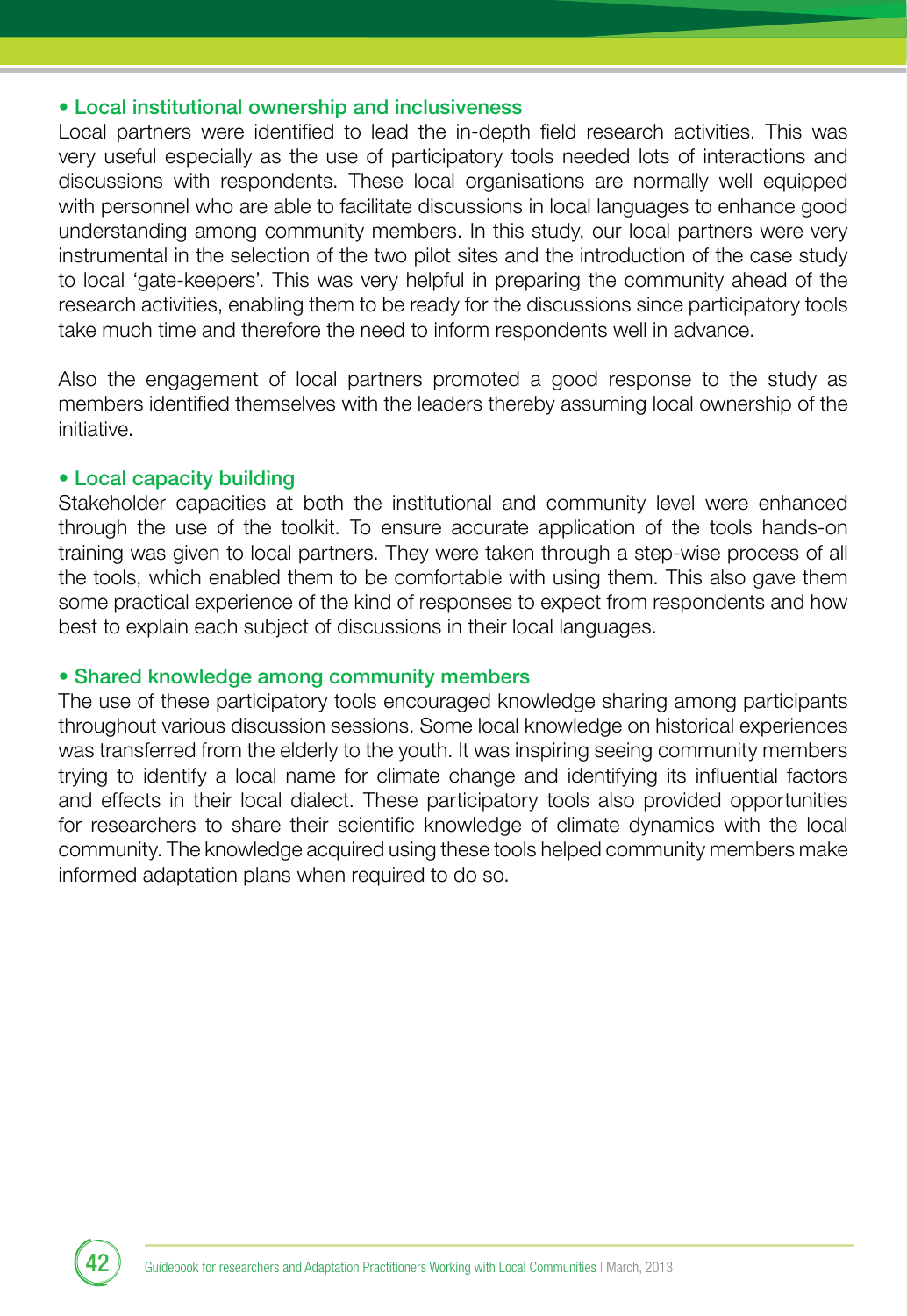- **Local institutional ownership and inclusiveness**

Local partners were identified to lead the in-depth field research activities. This was very useful especially as the use of participatory tools needed lots of interactions and discussions with respondents. These local organisations are normally well equipped with personnel who are able to facilitate discussions in local languages to enhance good understanding among community members. In this study, our local partners were very instrumental in the selection of the two pilot sites and the introduction of the case study to local 'gate-keepers'. This was very helpful in preparing the community ahead of the research activities, enabling them to be ready for the discussions since participatory tools take much time and therefore the need to inform respondents well in advance.

Also the engagement of local partners promoted a good response to the study as members identified themselves with the leaders thereby assuming local ownership of the initiative.

- **Local capacity building**

Stakeholder capacities at both the institutional and community level were enhanced through the use of the toolkit. To ensure accurate application of the tools hands-on training was given to local partners. They were taken through a step-wise process of all the tools, which enabled them to be comfortable with using them. This also gave them some practical experience of the kind of responses to expect from respondents and how best to explain each subject of discussions in their local languages.

- **Shared knowledge among community members**

The use of these participatory tools encouraged knowledge sharing among participants throughout various discussion sessions. Some local knowledge on historical experiences was transferred from the elderly to the youth. It was inspiring seeing community members trying to identify a local name for climate change and identifying its influential factors and effects in their local dialect. These participatory tools also provided opportunities for researchers to share their scientific knowledge of climate dynamics with the local community. The knowledge acquired using these tools helped community members make informed adaptation plans when required to do so.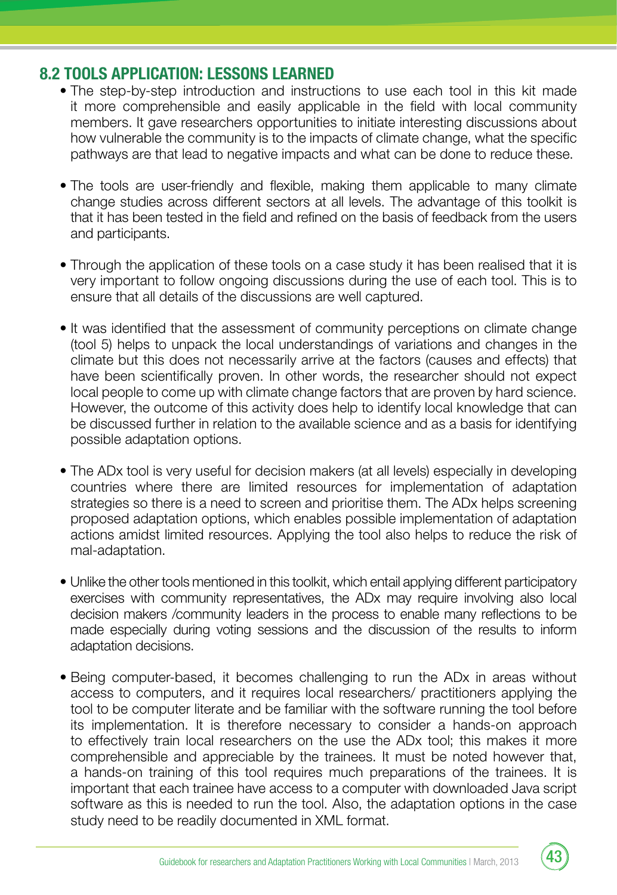## 8.2 TOOLS APPLICATION: LESSONS LEARNED

- The step-by-step introduction and instructions to use each tool in this kit made it more comprehensible and easily applicable in the field with local community members. It gave researchers opportunities to initiate interesting discussions about how vulnerable the community is to the impacts of climate change, what the specific pathways are that lead to negative impacts and what can be done to reduce these.

- The tools are user-friendly and flexible, making them applicable to many climate change studies across different sectors at all levels. The advantage of this toolkit is that it has been tested in the field and refined on the basis of feedback from the users and participants.

- Through the application of these tools on a case study it has been realised that it is very important to follow ongoing discussions during the use of each tool. This is to ensure that all details of the discussions are well captured.

- It was identified that the assessment of community perceptions on climate change (tool 5) helps to unpack the local understandings of variations and changes in the climate but this does not necessarily arrive at the factors (causes and effects) that have been scientifically proven. In other words, the researcher should not expect local people to come up with climate change factors that are proven by hard science. However, the outcome of this activity does help to identify local knowledge that can be discussed further in relation to the available science and as a basis for identifying possible adaptation options.

- The ADx tool is very useful for decision makers (at all levels) especially in developing countries where there are limited resources for implementation of adaptation strategies so there is a need to screen and prioritise them. The ADx helps screening proposed adaptation options, which enables possible implementation of adaptation actions amidst limited resources. Applying the tool also helps to reduce the risk of mal-adaptation.

- Unlike the other tools mentioned in this toolkit, which entail applying different participatory exercises with community representatives, the ADx may require involving also local decision makers /community leaders in the process to enable many reflections to be made especially during voting sessions and the discussion of the results to inform adaptation decisions.

- Being computer-based, it becomes challenging to run the ADx in areas without access to computers, and it requires local researchers/ practitioners applying the tool to be computer literate and be familiar with the software running the tool before its implementation. It is therefore necessary to consider a hands-on approach to effectively train local researchers on the use the ADx tool; this makes it more comprehensible and appreciable by the trainees. It must be noted however that, a hands-on training of this tool requires much preparations of the trainees. It is important that each trainee have access to a computer with downloaded Java script software as this is needed to run the tool. Also, the adaptation options in the case study need to be readily documented in XML format.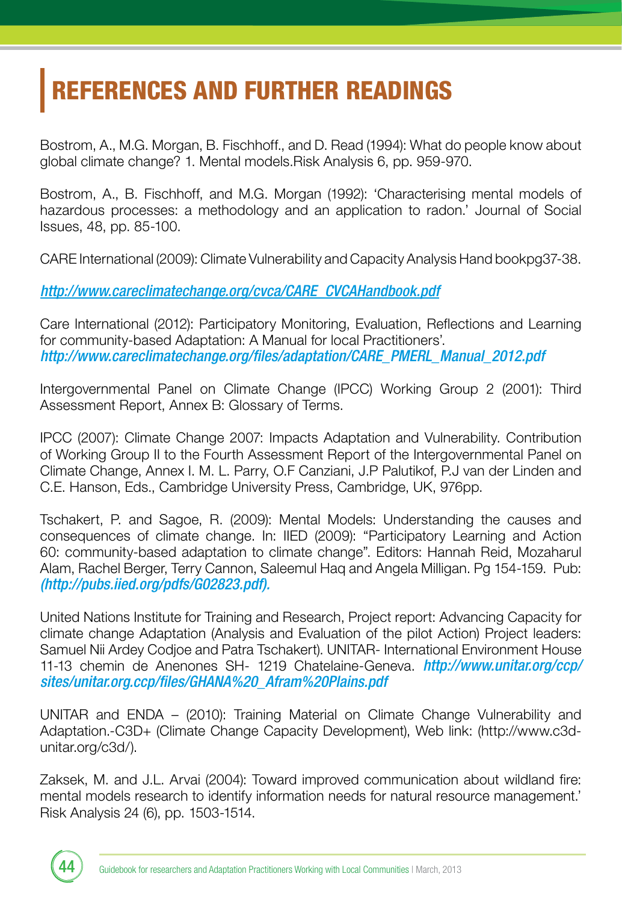# REFERENCES AND FURTHER READINGS

Bostrom, A., M.G. Morgan, B. Fischhoff., and D. Read (1994): What do people know about global climate change? 1. Mental models.Risk Analysis 6, pp. 959-970.

Bostrom, A., B. Fischhoff, and M.G. Morgan (1992): 'Characterising mental models of hazardous processes: a methodology and an application to radon.' Journal of Social Issues, 48, pp. 85-100.

CARE International (2009): Climate Vulnerability and Capacity Analysis Hand bookpg37-38.

*http://www.careclimatechange.org/cvca/CARE_CVCAHandbook.pdf*

Care International (2012): Participatory Monitoring, Evaluation, Reflections and Learning for community-based Adaptation: A Manual for local Practitioners'. *http://www.careclimatechange.org/files/adaptation/CARE_PMERL_Manual_2012.pdf*

Intergovernmental Panel on Climate Change (IPCC) Working Group 2 (2001): Third Assessment Report, Annex B: Glossary of Terms.

IPCC (2007): Climate Change 2007: Impacts Adaptation and Vulnerability. Contribution of Working Group II to the Fourth Assessment Report of the Intergovernmental Panel on Climate Change, Annex I. M. L. Parry, O.F Canziani, J.P Palutikof, P.J van der Linden and C.E. Hanson, Eds., Cambridge University Press, Cambridge, UK, 976pp.

Tschakert, P. and Sagoe, R. (2009): Mental Models: Understanding the causes and consequences of climate change. In: IIED (2009): "Participatory Learning and Action 60: community-based adaptation to climate change". Editors: Hannah Reid, Mozaharul Alam, Rachel Berger, Terry Cannon, Saleemul Haq and Angela Milligan. Pg 154-159. Pub: *(http://pubs.iied.org/pdfs/G02823.pdf).*

United Nations Institute for Training and Research, Project report: Advancing Capacity for climate change Adaptation (Analysis and Evaluation of the pilot Action) Project leaders: Samuel Nii Ardey Codjoe and Patra Tschakert). UNITAR- International Environment House 11-13 chemin de Anenones SH- 1219 Chatelaine-Geneva. *http://www.unitar.org/ccp/sites/unitar.org.ccp/files/GHANA%20_Afram%20Plains.pdf*

UNITAR and ENDA – (2010): Training Material on Climate Change Vulnerability and Adaptation.-C3D+ (Climate Change Capacity Development), Web link: (http://www.c3d-unitar.org/c3d/).

Zaksek, M. and J.L. Arvai (2004): Toward improved communication about wildland fire: mental models research to identify information needs for natural resource management.' Risk Analysis 24 (6), pp. 1503-1514.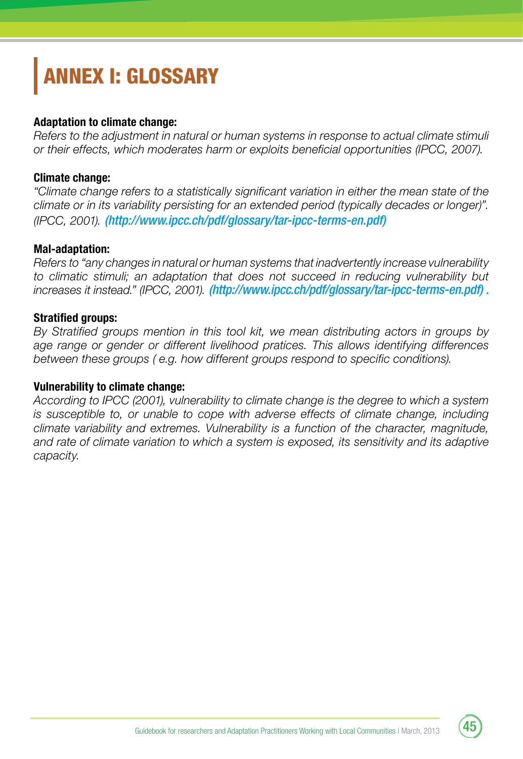# ANNEX I: GLOSSARY

**Adaptation to climate change:**
*Refers to the adjustment in natural or human systems in response to actual climate stimuli or their effects, which moderates harm or exploits beneficial opportunities (IPCC, 2007).*

**Climate change:**
*"Climate change refers to a statistically significant variation in either the mean state of the climate or in its variability persisting for an extended period (typically decades or longer)". (IPCC, 2001).* ***(http://www.ipcc.ch/pdf/glossary/tar-ipcc-terms-en.pdf)***

**Mal-adaptation:**
*Refers to "any changes in natural or human systems that inadvertently increase vulnerability to climatic stimuli; an adaptation that does not succeed in reducing vulnerability but increases it instead." (IPCC, 2001).* ***(http://www.ipcc.ch/pdf/glossary/tar-ipcc-terms-en.pdf) .***

**Stratified groups:**
*By Stratified groups mention in this tool kit, we mean distributing actors in groups by age range or gender or different livelihood pratices. This allows identifying differences between these groups ( e.g. how different groups respond to specific conditions).*

**Vulnerability to climate change:**
*According to IPCC (2001), vulnerability to climate change is the degree to which a system is susceptible to, or unable to cope with adverse effects of climate change, including climate variability and extremes. Vulnerability is a function of the character, magnitude, and rate of climate variation to which a system is exposed, its sensitivity and its adaptive capacity.*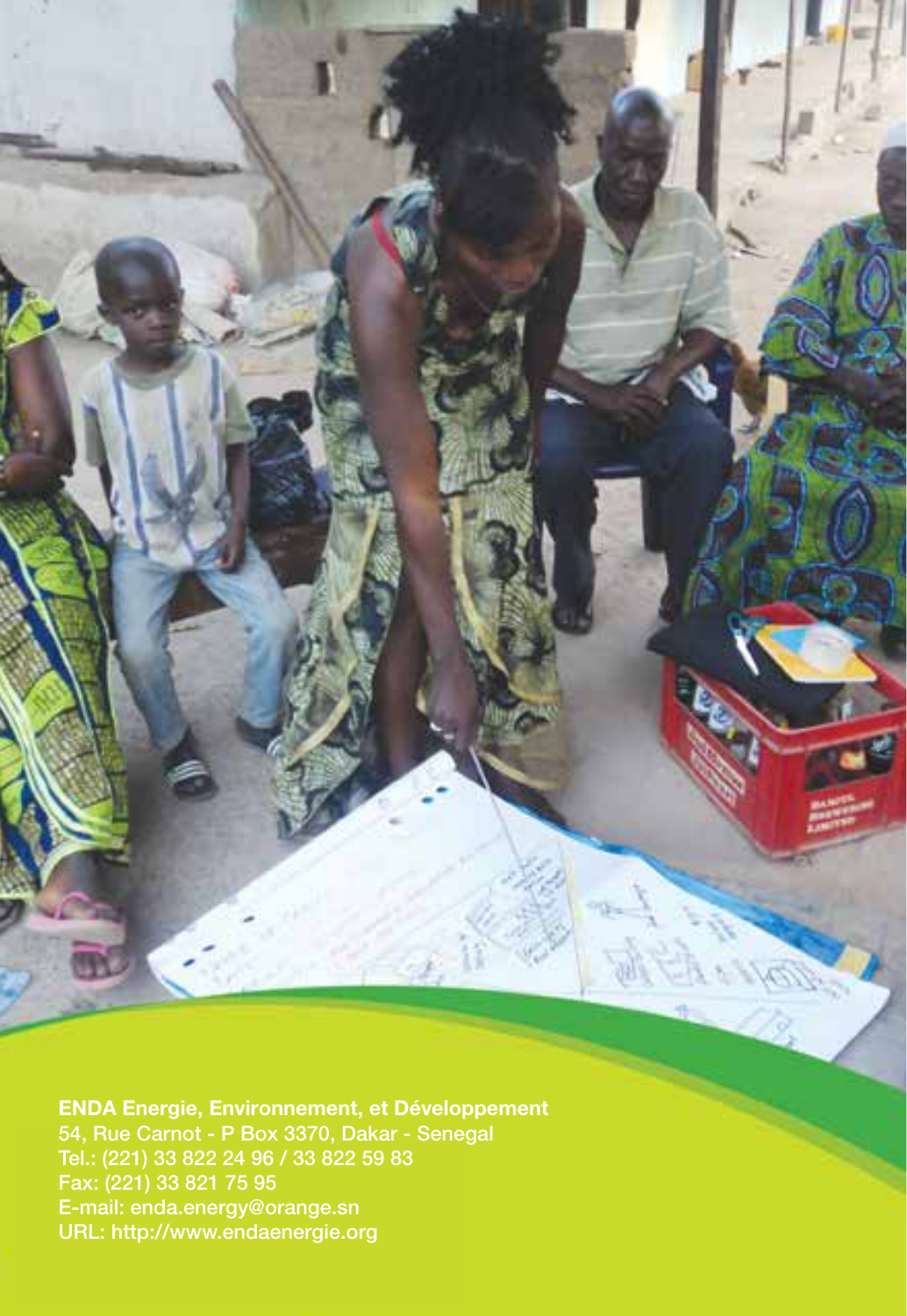**ENDA Energie, Environnement, et Développement**
54, Rue Carnot - P Box 3370, Dakar - Senegal
Tel.: (221) 33 822 24 96 / 33 822 59 83
Fax: (221) 33 821 75 95
E-mail: enda.energy@orange.sn
URL: http://www.endaenergie.org